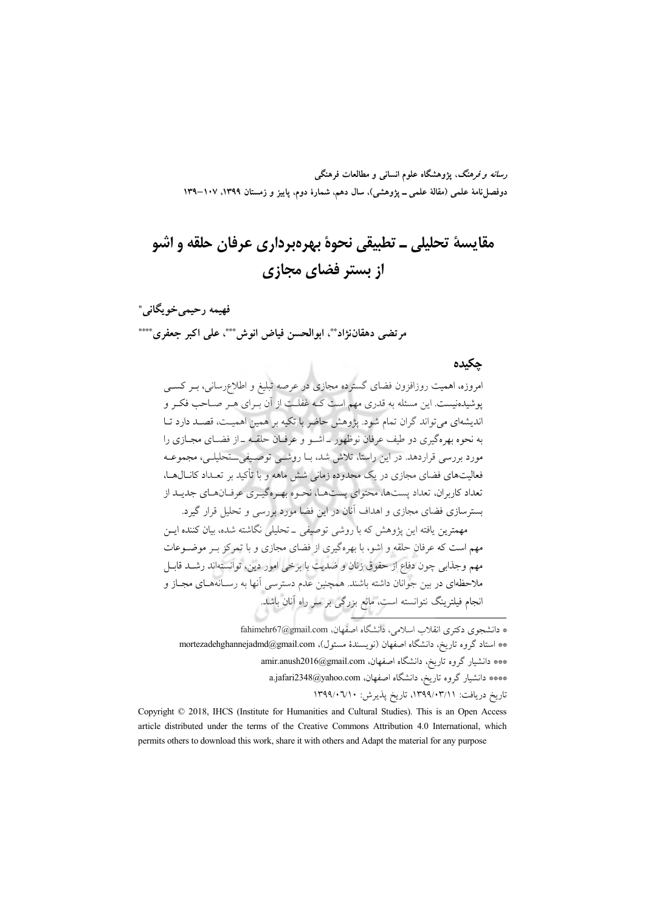*رسانه و فرهنگ*، پژوهشگاه علوم انسانی و مطالعات فرهنگی
دوفصل‌نامهٔ علمی (مقالهٔ علمی ـ پژوهشی)، سال دهم، شمارهٔ دوم، پاییز و زمستان ۱۳۹۹، ۱۰۷–۱۳۹

# مقایسهٔ تحلیلی ـ تطبیقی نحوهٔ بهره‌برداری عرفان حلقه و اشو از بستر فضای مجازی

**فهیمه رحیمی‌خویگانی***

**مرتضی دهقان‌نژاد****، **ابوالحسن فیاض انوش*****، **علی اکبر جعفری******

## چکیده

امروزه، اهمیت روزافزون فضای گسترده مجازی در عرصه تبلیغ و اطلاع‌رسانی، بـر کسـی پوشیده‌نیست. این مسئله به قدری مهم است کـه غفلـت از آن بـرای هـر صـاحب فکـر و اندیشه‌ای می‌تواند گران تمام شود. پژوهش حاضر با تکیه بر همین اهمیـت، قصـد دارد تـا به نحوه بهره‌گیری دو طیف عرفان نوظهور ـ اشـو و عرفـان حلقـه ـ از فضـای مجـازی را مورد بررسی قراردهد. در این راستا، تلاش شد، بـا روشـی توصـیفی‌ــتحلیلـی، مجموعـه فعالیت‌های فضای مجازی در یک محدوده زمانی شش ماهه و با تأکید بر تعـداد کانـال‌هـا، تعداد کاربران، تعداد پست‌ها، محتوای پست‌هـا، نحـوه بهـره‌گیـری عرفـان‌هـای جدیـد از بسترسازی فضای مجازی و اهداف آنان در این فضا مورد بررسی و تحلیل قرار گیرد.

مهمترین یافته این پژوهش که با روشی توصیفی ـ تحلیلی نگاشته شده، بیان کننده ایـن مهم است که عرفان حلقه و اشو، با بهره‌گیری از فضای مجازی و با تمرکز بـر موضـوعات مهم وجذابی چون دفاع از حقوق زنان و ضدیت با برخی امور دین، توانسته‌اند رشـد قابـل ملاحظه‌ای در بین جوانان داشته باشند. همچنین عدم دسترسی آنها به رسـانه‌هـای مجـاز و انجام فیلترینگ نتوانسته است، مانع بزرگی بر سر راه آنان باشد.

---

* دانشجوی دکتری انقلاب اسلامی، دانشگاه اصفهان، fahimehr67@gmail.com

** استاد گروه تاریخ، دانشگاه اصفهان (نویسندهٔ مسئول)، mortezadehghannejadmd@gmail.com

*** دانشیار گروه تاریخ، دانشگاه اصفهان، amir.anush2016@gmail.com

**** دانشیار گروه تاریخ، دانشگاه اصفهان، a.jafari2348@yahoo.com

تاریخ دریافت: ۱۳۹۹/۰۳/۱۱، تاریخ پذیرش: ۱۳۹۹/۰۶/۱۰

Copyright © 2018, IHCS (Institute for Humanities and Cultural Studies). This is an Open Access article distributed under the terms of the Creative Commons Attribution 4.0 International, which permits others to download this work, share it with others and Adapt the material for any purpose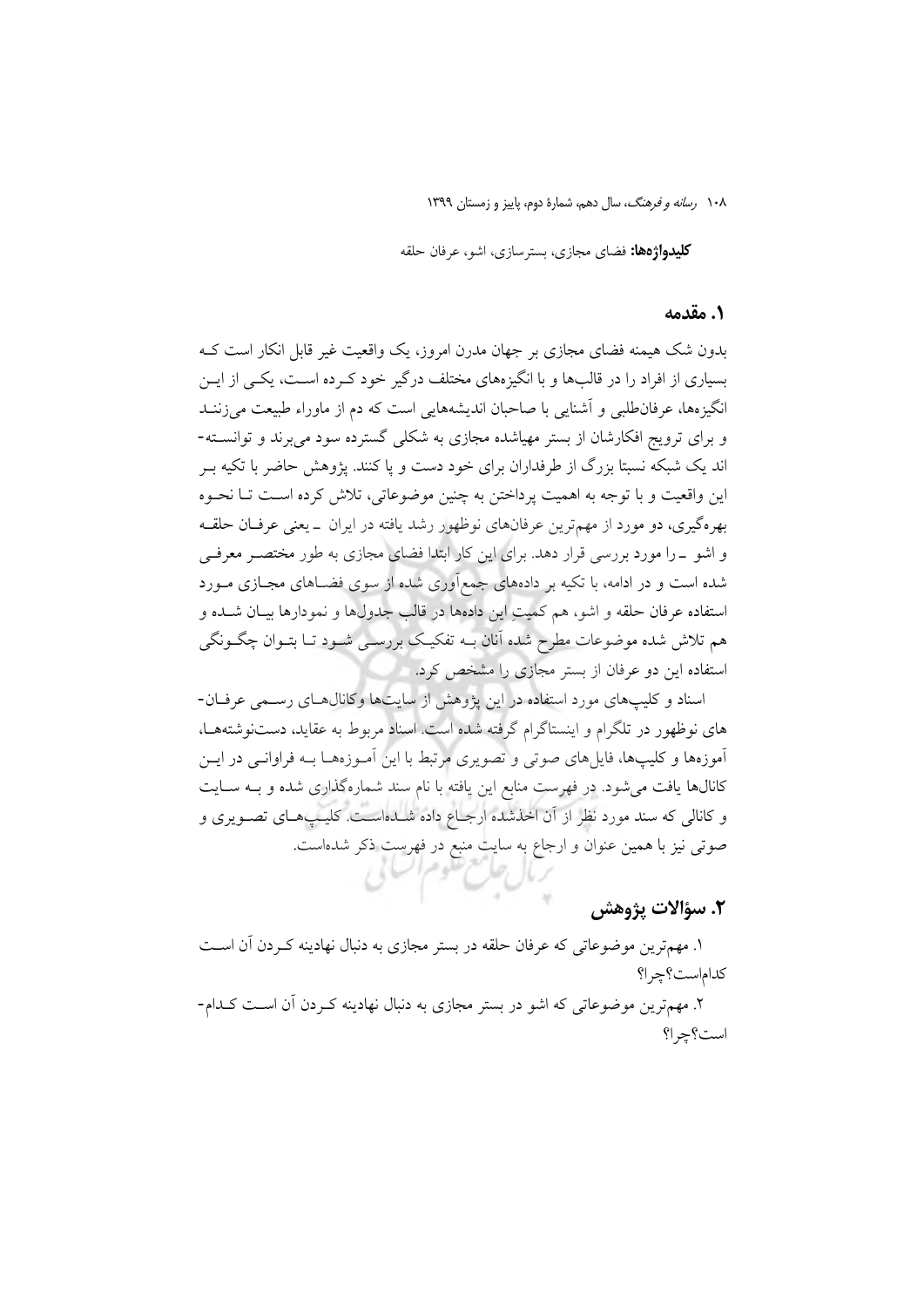**کلیدواژه‌ها:** فضای مجازی، بسترسازی، اشو، عرفان حلقه

## ۱. مقدمه

بدون شک هیمنه فضای مجازی بر جهان مدرن امروز، یک واقعیت غیر قابل انکار است که بسیاری از افراد را در قالب‌ها و با انگیزه‌های مختلف درگیر خود کرده است، یکی از این انگیزه‌ها، عرفان‌طلبی و آشنایی با صاحبان اندیشه‌هایی است که دم از ماوراء طبیعت می‌زنند و برای ترویج افکارشان از بستر مهیاشده مجازی به شکلی گسترده سود می‌برند و توانسته‌اند یک شبکه نسبتا بزرگ از طرفداران برای خود دست و پا کنند. پژوهش حاضر با تکیه بر این واقعیت و با توجه به اهمیت پرداختن به چنین موضوعاتی، تلاش کرده است تا نحوه بهره‌گیری، دو مورد از مهم‌ترین عرفان‌های نوظهور رشد یافته در ایران ـ یعنی عرفان حلقه و اشو ـ را مورد بررسی قرار دهد. برای این کار ابتدا فضای مجازی به طور مختصر معرفی شده است و در ادامه، با تکیه بر داده‌های جمع‌آوری شده از سوی فضاهای مجازی مورد استفاده عرفان حلقه و اشو، هم کمیت این داده‌ها در قالب جدول‌ها و نمودارها بیان شده و هم تلاش شده موضوعات مطرح شده آنان به تفکیک بررسی شود تا بتوان چگونگی استفاده این دو عرفان از بستر مجازی را مشخص کرد.

اسناد و کلیپ‌های مورد استفاده در این پژوهش از سایت‌ها وکانال‌های رسمی عرفان‌های نوظهور در تلگرام و اینستاگرام گرفته شده است. اسناد مربوط به عقاید، دست‌نوشته‌ها، آموزه‌ها و کلیپ‌ها، فایل‌های صوتی و تصویری مرتبط با این آموزه‌ها به فراوانی در این کانال‌ها یافت می‌شود. در فهرست منابع این یافته با نام سند شماره‌گذاری شده و به سایت و کانالی که سند مورد نظر از آن اخذشده ارجاع داده شده‌است. کلیپ‌های تصویری و صوتی نیز با همین عنوان و ارجاع به سایت منبع در فهرست ذکر شده‌است.

## ۲. سؤالات پژوهش

۱. مهم‌ترین موضوعاتی که عرفان حلقه در بستر مجازی به دنبال نهادینه کردن آن است کدام‌است؟چرا؟

۲. مهم‌ترین موضوعاتی که اشو در بستر مجازی به دنبال نهادینه کردن آن است کدام‌است؟چرا؟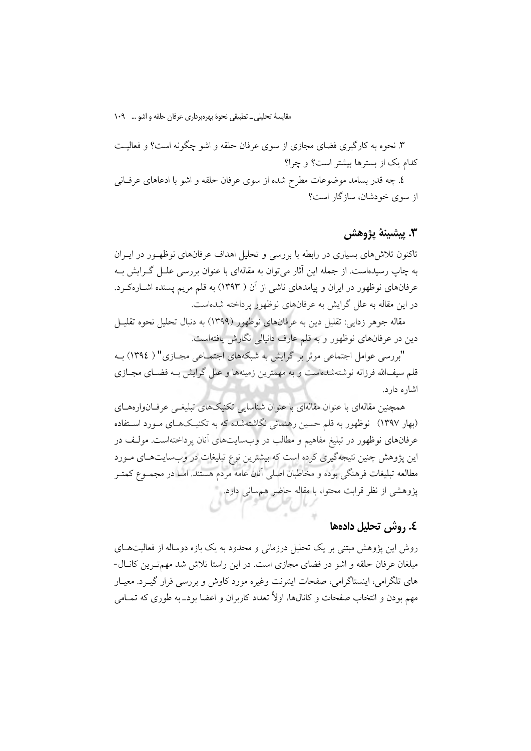۳. نحوه به کارگیری فضای مجازی از سوی عرفان حلقه و اشو چگونه است؟ و فعالیت کدام یک از بسترها بیشتر است؟ و چرا؟

٤. چه قدر بسامد موضوعات مطرح شده از سوی عرفان حلقه و اشو با ادعاهای عرفانی از سوی خودشان، سازگار است؟

## ۳. پیشینهٔ پژوهش

تاکنون تلاش‌های بسیاری در رابطه با بررسی و تحلیل اهداف عرفان‌های نوظهور در ایران به چاپ رسیده‌است. از جمله این آثار می‌توان به مقاله‌ای با عنوان بررسی علل گرایش به عرفان‌های نوظهور در ایران و پیامدهای ناشی از آن ( ۱۳۹۳) به قلم مریم پسنده اشاره‌کرد. در این مقاله به علل گرایش به عرفان‌های نوظهور پرداخته شده‌است.

مقاله جوهر زدایی: تقلیل دین به عرفان‌های نوظهور (۱۳۹۹) به دنبال تحلیل نحوه تقلیل دین در عرفان‌های نوظهور و به قلم عارف دانیالی نگارش یافته‌است.

"بررسی عوامل اجتماعی موثر بر گرایش به شبکه‌های اجتماعی مجازی" ( ۱۳۹٤) به قلم سیف‌الله فرزانه نوشته‌شده‌است و به مهمترین زمینه‌ها و علل گرایش به فضای مجازی اشاره دارد.

همچنین مقاله‌ای با عنوان مقاله‌ای با عنوان شناسایی تکنیک‌های تبلیغی عرفان‌واره‌های (بهار ۱۳۹۷) نوظهور به قلم حسین رهنمائی نگاشته‌شده که به تکنیک‌های مورد استفاده عرفان‌های نوظهور در تبلیغ مفاهیم و مطالب در وب‌سایت‌های آنان پرداخته‌است. مولف در این پژوهش چنین نتیجه‌گیری کرده است که بیشترین نوع تبلیغات در وب‌سایت‌های مورد مطالعه تبلیغات فرهنگی بوده و مخاطبان اصلی آنان عامه مردم هستند. اما در مجموع کمتر پژوهشی از نظر قرابت محتوا، با مقاله حاضر هم‌سانی دارد.

## ٤. روش تحلیل داده‌ها

روش این پژوهش مبتنی بر یک تحلیل درزمانی و محدود به یک بازه دوساله از فعالیت‌های مبلغان عرفان حلقه و اشو در فضای مجازی است. در این راستا تلاش شد مهم‌ترین کانال‌های تلگرامی، اینستاگرامی، صفحات اینترنت وغیره مورد کاوش و بررسی قرار گیرد. معیار مهم بودن و انتخاب صفحات و کانال‌ها، اولاً تعداد کاربران و اعضا بود_ به طوری که تمامی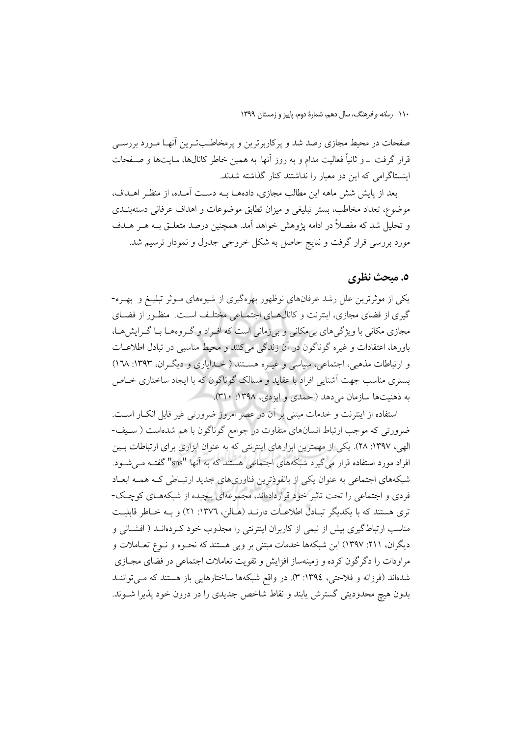صفحات در محیط مجازی رصد شد و پرکاربرترین و پرمخاطب‌ترین آنها مورد بررسی قرار گرفت ـ و ثانیاً فعالیت مدام و به روز آنها. به همین خاطر کانال‌ها، سایت‌ها و صفحات اینستاگرامی که این دو معیار را نداشتند کنار گذاشته شدند.

بعد از پایش شش ماهه این مطالب مجازی، داده‌ها به دست آمده، از منظر اهداف، موضوع، تعداد مخاطب، بستر تبلیغی و میزان تطابق موضوعات و اهداف عرفانی دسته‌بندی و تحلیل شد که مفصلاً در ادامه پژوهش خواهد آمد. همچنین درصد متعلق به هر هدف مورد بررسی قرار گرفت و نتایج حاصل به شکل خروجی جدول و نمودار ترسیم شد.

## ۵. مبحث نظری

یکی از موثرترین علل رشد عرفان‌های نوظهور بهره‌گیری از شیوه‌های موثر تبلیغ و بهره-گیری از فضای مجازی، اینترنت و کانال‌های اجتماعی مختلف است. منظور از فضای مجازی مکانی با ویژگی‌های بی‌مکانی و بی‌زمانی است که افراد و گروه‌ها با گرایش‌ها، باورها، اعتقادات و غیره گوناگون در آن زندگی می‌کنند و محیط مناسبی در تبادل اطلاعات و ارتباطات مذهبی، اجتماعی، سیاسی و غیره هستند ( خدایاری و دیگران، ۱۳۹۳: ۱٦۸) بستری مناسب جهت آشنایی افراد با عقاید و مسالک گوناگون که با ایجاد ساختاری خاص به ذهنیت‌ها سازمان می‌دهد (احمدی و ایزدی، ۱۳۹۸: ۳۱۰).

استفاده از اینترنت و خدمات مبتنی بر آن در عصر امروز ضرورتی غیر قابل انکار است. ضرورتی که موجب ارتباط انسان‌های متفاوت در جوامع گوناگون با هم شده‌است ( سیف-الهی، ۱۳۹۷: ۲۸). یکی از مهمترین ابزارهای اینترنتی که به عنوان ابزاری برای ارتباطات بین افراد مورد استفاده قرار می‌گیرد شبکه‌های اجتماعی هستند که به آنها "sns" گفته می‌شود. شبکه‌های اجتماعی به عنوان یکی از بانفوذترین فناوری‌های جدید ارتباطی که همه ابعاد فردی و اجتماعی را تحت تاثیر خود قرارداده‌اند، مجموعه‌ای پیچیده از شبکه‌های کوچک-تری هستند که با یکدیگر تبادل اطلاعات دارند (هالن، ۱۳۷٦: ۲۱) و به خاطر قابلیت مناسب ارتباط‌گیری بیش از نیمی از کاربران اینترنتی را مجذوب خود کرده‌اند ( افشانی و دیگران، ۲۱۱: ۱۳۹۷) این شبکه‌ها خدمات مبتنی بر وبی هستند که نحوه و نوع تعاملات و مراودات را دگرگون کرده و زمینه‌ساز افزایش و تقویت تعاملات اجتماعی در فضای مجازی شده‌اند (فرزانه و فلاحتی، ۱۳۹٤: ۳). در واقع شبکه‌ها ساختارهایی باز هستند که می‌توانند بدون هیچ محدودیتی گسترش یابند و نقاط شاخص جدیدی را در درون خود پذیرا شوند.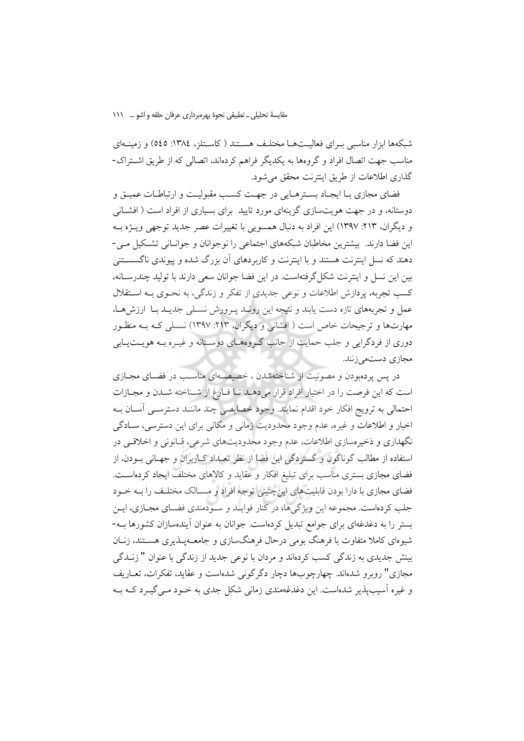شبکه‌ها ابزار مناسبی بـرای فعالیـت‌هـا مختلـف هسـتند ( کاسـتلز، ۱۳۸٤: ٥٤٥) و زمینـه‌ای مناسب جهت اتصال افراد و گروه‌ها به یکدیگر فراهم کرده‌اند، اتصالی که از طریق اشـتراک-گذاری اطلاعات از طریق اینترنت محقق می‌شود.

فضای مجازی بـا ایجـاد بسـترهـایی در جهـت کسـب مقبولیـت و ارتباطـات عمیـق و دوستانه، و در جهت هویت‌سازی گزینه‌ای مورد تایید  برای بسیاری از افراد است ( افشـانی و دیگران، ۲۱۳: ۱۳۹۷) این افراد به دنبال همسویی با تغییرات عصر جدید توجهی ویـژه بـه این فضا دارند.  بیشترین مخاطبان شبکه‌های اجتماعی را نوجوانان و جوانـانی تشـکیل مـی-دهند که نسل اینترنت هستند و با اینترنت و کاربردهای آن بزرگ شده و پیوندی ناگسسـتنی بین این نسل و اینترنت شکل‌گرفته‌است. در این فضا جوانان سعی دارند با تولید چندرسـانه، کسب تجربه، پردازش اطلاعات و نوعی جدیدی از تفکر و زندگی، به نحـوی بـه اسـتقلال عمل و تجربه‌های تازه دست یابند و نتیجه این رونـد پـرورش نسـلی جدیـد بـا  ارزش‌هـا، مهارت‌ها و ترجیحات خاص است ( افشانی و دیگران، ۲۱۳: ۱۳۹۷) نسـلی کـه بـه منظـور دوری از فردگرایی و جلب حمایت از جانب گـروه‌هـای دوسـتانه و غیـره بـه هویـت‌یـابی مجازی دست‌می‌زنند.

در پس پرده‌بودن و مصونیت از شناخته‌شدن ، خصیصـه‌ای مناسـب در فضـای مجـازی است که این فرصت را در اختیار افراد قرار می‌دهـد تـا فـارغ از شـناخته شـدن و مجـازات احتمالی به ترویج افکار خود اقدام نمایند. وجود خصایصی چند ماننـد دسترسـی آسـان بـه اخبار و اطلاعات و غیره، عدم وجود محدودیت زمانی و مکانی برای این دسترسی، سـادگی نگهداری و ذخیره‌سازی اطلاعات، عدم وجود محدودیت‌های شرعی، قـانونی و اخلاقـی در استفاده از مطالب گوناگون و گستردگی این فضا از نظر تعـداد کـاربران و جهـانی بـودن، از فضای مجازی بستری مناسب برای تبلیغ افکار و عقاید و کالاهای مختلف ایجاد کرده‌اسـت. فضای مجازی با دارا بودن قابلیت‌های این‌چنینی توجه افراد و مسـائل مختلـف را بـه خـود جلب کرده‌است. مجموعه این ویژگی‌ها، در کنار فوایـد و سـودمندی فضـای مجـازی، ایـن بستر را به دغدغه‌ای برای جوامع تبدیل کرده‌است. جوانان به عنوان آینده‌سازان کشورها بـه-شیوه‌ای کاملا متفاوت با فرهنگ بومی درحال فرهنگ‌سازی و جامعـه‌پـذیری هسـتند، زنـان بینش جدیدی به زندگی کسب کرده‌اند و مردان با نوعی جدید از زندگی با عنوان " زنـدگی مجازی" روبرو شده‌اند. چهارچوب‌ها دچار دگرگونی شده‌است و عقاید، تفکرات، تعـاریف و غیره آسیب‌پذیر شده‌است. این دغدغه‌مندی زمانی شکل جدی به خـود مـی‌گیـرد کـه بـه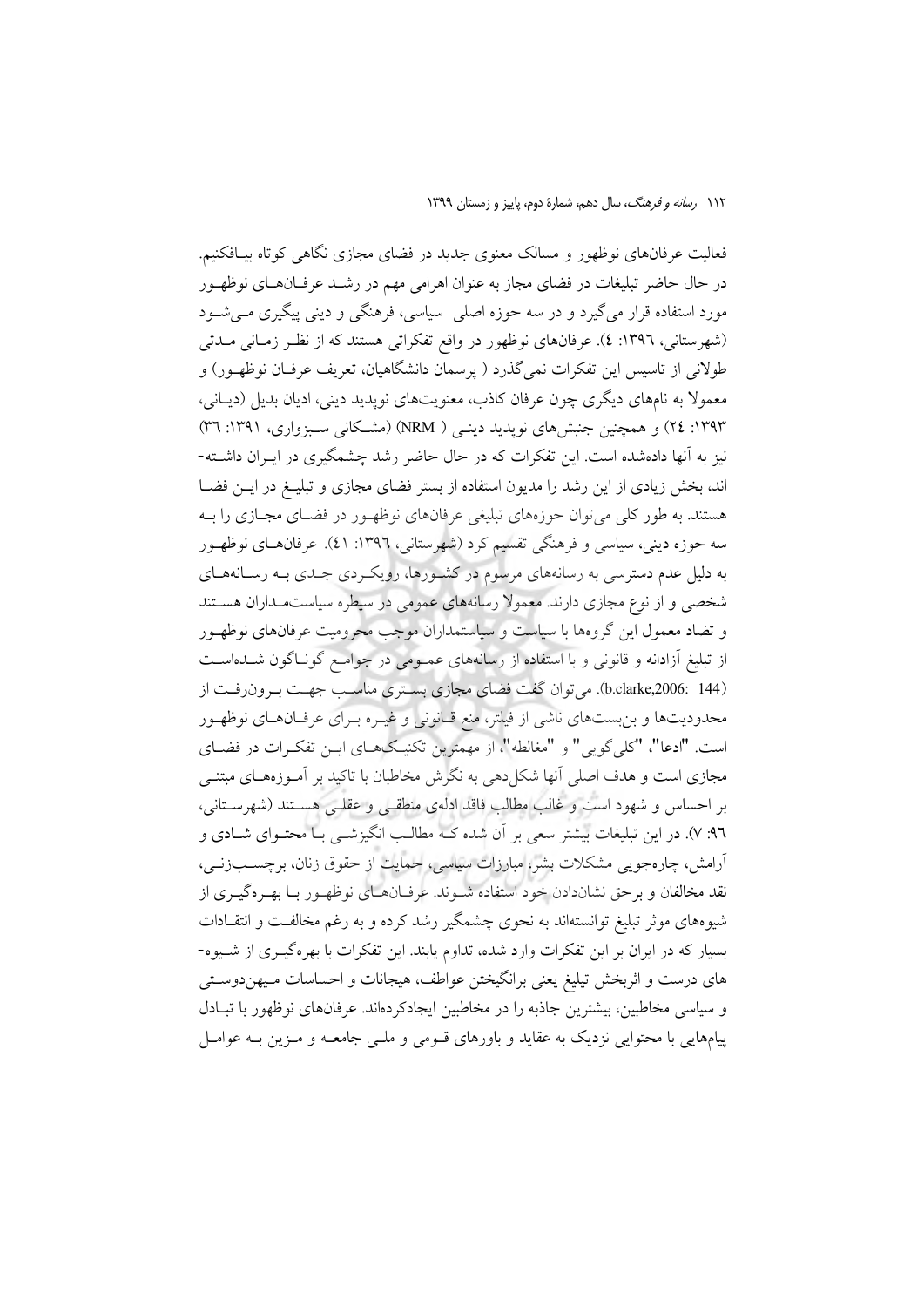فعالیت عرفان‌های نوظهور و مسالک معنوی جدید در فضای مجازی نگاهی کوتاه بیافکنیم. در حال حاضر تبلیغات در فضای مجاز به عنوان اهرامی مهم در رشد عرفان‌های نوظهور مورد استفاده قرار می‌گیرد و در سه حوزه اصلی سیاسی، فرهنگی و دینی پیگیری می‌شود (شهرستانی، ۱۳۹۶: ٤). عرفان‌های نوظهور در واقع تفکراتی هستند که از نظر زمانی مدتی طولانی از تاسیس این تفکرات نمی‌گذرد ( پرسمان دانشگاهیان، تعریف عرفان نوظهور) و معمولا به نامهای دیگری چون عرفان کاذب، معنویت‌های نوپدید دینی، ادیان بدیل (دیانی، ۱۳۹۳: ٢٤) و همچنین جنبش‌های نوپدید دینی ( NRM) (مشکانی سبزواری، ۱۳۹۱: ٣٦) نیز به آنها داده‌شده است. این تفکرات که در حال حاضر رشد چشمگیری در ایران داشته‌اند، بخش زیادی از این رشد را مدیون استفاده از بستر فضای مجازی و تبلیغ در این فضا هستند. به طور کلی می‌توان حوزه‌های تبلیغی عرفان‌های نوظهور در فضای مجازی را به سه حوزه دینی، سیاسی و فرهنگی تقسیم کرد (شهرستانی، ۱۳۹۶: ٤١). عرفان‌های نوظهور به دلیل عدم دسترسی به رسانه‌های مرسوم در کشورها، رویکردی جدی به رسانه‌های شخصی و از نوع مجازی دارند. معمولا رسانه‌های عمومی در سیطره سیاستمداران هستند و تضاد معمول این گروه‌ها با سیاست و سیاستمداران موجب محرومیت عرفان‌های نوظهور از تبلیغ آزادانه و قانونی و با استفاده از رسانه‌های عمومی در جوامع گوناگون شده‌است (b.clarke,2006: 144). می‌توان گفت فضای مجازی بستری مناسب جهت برون‌رفت از محدودیت‌ها و بن‌بست‌های ناشی از فیلتر، منع قانونی و غیره برای عرفان‌های نوظهور است. "ادعا"، "کلی‌گویی" و "مغالطه"، از مهمترین تکنیک‌های این تفکرات در فضای مجازی است و هدف اصلی آنها شکل‌دهی به نگرش مخاطبان با تاکید بر آموزه‌های مبتنی بر احساس و شهود است و غالب مطالب فاقد ادله‌ی منطقی و عقلی هستند (شهرستانی، ٩٦: ٧). در این تبلیغات بیشتر سعی بر آن شده که مطالب انگیزشی با محتوای شادی و آرامش، چاره‌جویی مشکلات بشر، مبارزات سیاسی، حمایت از حقوق زنان، برچسب‌زنی، نقد مخالفان و برحق نشان‌دادن خود استفاده شوند. عرفان‌های نوظهور با بهره‌گیری از شیوه‌های موثر تبلیغ توانسته‌اند به نحوی چشمگیر رشد کرده و به رغم مخالفت و انتقادات بسیار که در ایران بر این تفکرات وارد شده، تداوم یابند. این تفکرات با بهره‌گیری از شیوه‌های درست و اثربخش تبلیغ یعنی برانگیختن عواطف، هیجانات و احساسات میهن‌دوستی و سیاسی مخاطبین، بیشترین جاذبه را در مخاطبین ایجادکرده‌اند. عرفان‌های نوظهور با تبادل پیام‌هایی با محتوایی نزدیک به عقاید و باورهای قومی و ملی جامعه و مزین به عوامل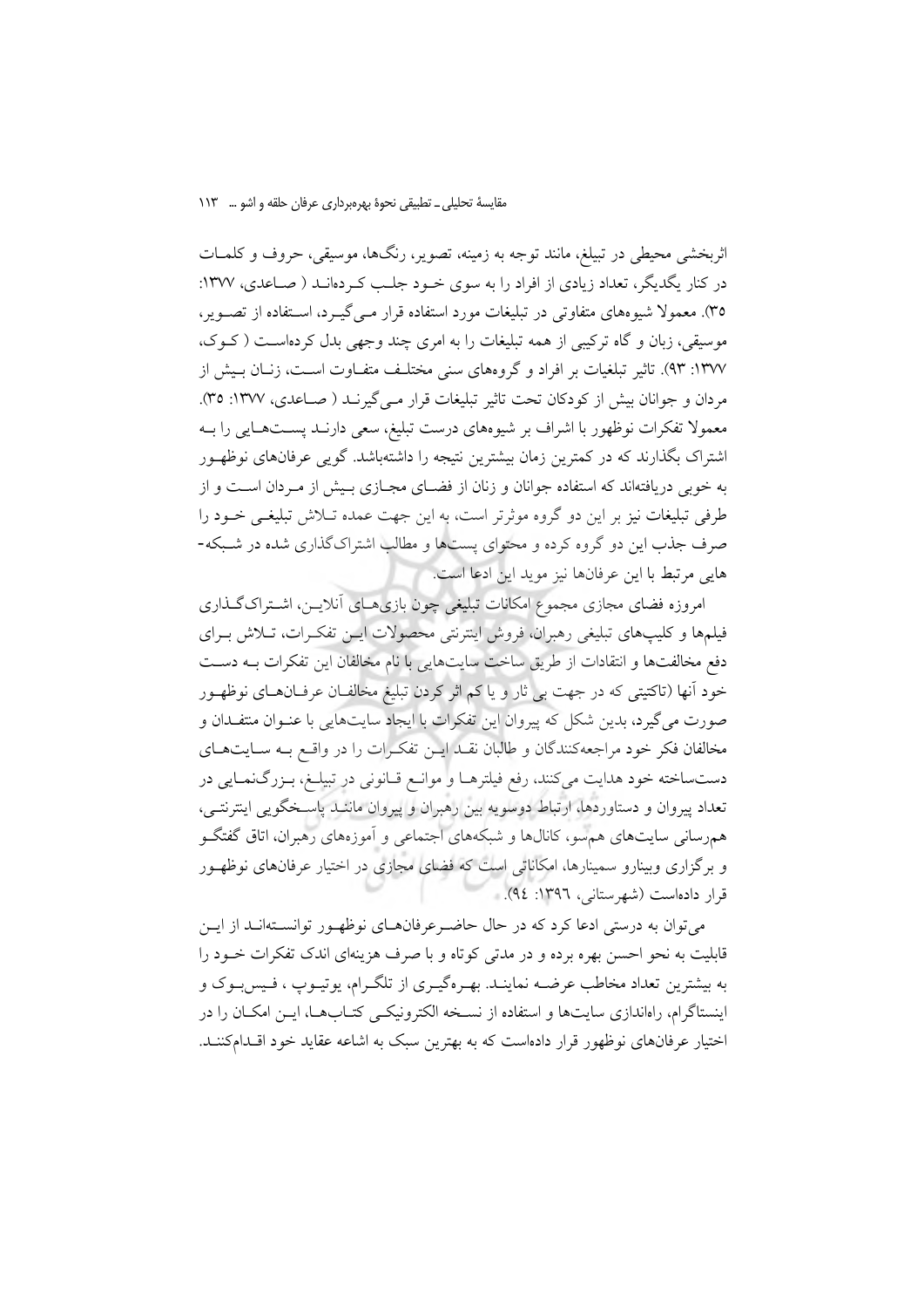اثربخشی محیطی در تبیلغ، مانند توجه به زمینه، تصویر، رنگ‌ها، موسیقی، حروف و کلمـات در کنار یکدیگر، تعداد زیادی از افراد را به سوی خـود جلـب کـرده‌انـد ( صـاعدی، ۱۳۷۷: ۳۵). معمولا شیوه‌های متفاوتی در تبلیغات مورد استفاده قرار مـی‌گیـرد، اسـتفاده از تصـویر، موسیقی، زبان و گاه ترکیبی از همه تبلیغات را به امری چند وجهی بدل کرده‌اسـت ( کـوک، ۱۳۷۷: ۹۳). تاثیر تبلغیات بر افراد و گروه‌های سنی مختلـف متفـاوت اسـت، زنـان بـیش از مردان و جوانان بیش از کودکان تحت تاثیر تبلیغات قرار مـی‌گیرنـد ( صـاعدی، ۱۳۷۷: ۳۵). معمولا تفکرات نوظهور با اشراف بر شیوه‌های درست تبلیغ، سعی دارنـد پسـت‌هـایی را بـه اشتراک بگذارند که در کمترین زمان بیشترین نتیجه را داشته‌باشد. گویی عرفان‌های نوظهـور به خوبی دریافته‌اند که استفاده جوانان و زنان از فضـای مجـازی بـیش از مـردان اسـت و از طرفی تبلیغات نیز بر این دو گروه موثرتر است، به این جهت عمده تـلاش تبلیغـی خـود را صرف جذب این دو گروه کرده و محتوای پست‌ها و مطالب اشتراک‌گذاری شده در شـبکه-هایی مرتبط با این عرفان‌ها نیز موید این ادعا است.

امروزه فضای مجازی مجموع امکانات تبلیغی چون بازی‌هـای آنلایـن، اشـتراک‌گـذاری فیلم‌ها و کلیپ‌های تبلیغی رهبران، فروش اینترنتی محصولات ایـن تفکـرات، تـلاش بـرای دفع مخالفت‌ها و انتقادات از طریق ساخت سایت‌هایی با نام مخالفان این تفکرات بـه دسـت خود آنها (تاکتیتی که در جهت بی ثار و یا کم اثر کردن تبلیغ مخالفـان عرفـان‌هـای نوظهـور صورت می‌گیرد، بدین شکل که پیروان این تفکرات با ایجاد سایت‌هایی با عنـوان منتقـدان و مخالفان فکر خود مراجعه‌کنندگان و طالبان نقـد ایـن تفکـرات را در واقـع بـه سـایت‌هـای دست‌ساخته خود هدایت می‌کنند، رفع فیلترهـا و موانـع قـانونی در تبیلـغ، بـزرگ‌نمـایی در تعداد پیروان و دستاوردها، ارتباط دوسویه بین رهبران و پیروان ماننـد پاسـخگویی اینترنتـی، هم‌رسانی سایت‌های هم‌سو، کانال‌ها و شبکه‌های اجتماعی و آموزه‌های رهبران، اتاق گفتگـو و برگزاری وبینارو سمینارها، امکاناتی است که فضای مجازی در اختیار عرفان‌های نوظهـور قرار داده‌است (شهرستانی، ۱۳۹٦: ۹٤).

می‌توان به درستی ادعا کرد که در حال حاضـرعرفان‌هـای نوظهـور توانسـته‌انـد از ایـن قابلیت به نحو احسن بهره برده و در مدتی کوتاه و با صرف هزینه‌ای اندک تفکرات خـود را به بیشترین تعداد مخاطب عرضـه نماینـد. بهـره‌گیـری از تلگـرام، یوتیـوپ ، فـیس‌بـوک و اینستاگرام، راه‌اندازی سایت‌ها و استفاده از نسـخه الکترونیکـی کتـاب‌هـا، ایـن امکـان را در اختیار عرفان‌های نوظهور قرار داده‌است که به بهترین سبک به اشاعه عقاید خود اقـدام‌کننـد.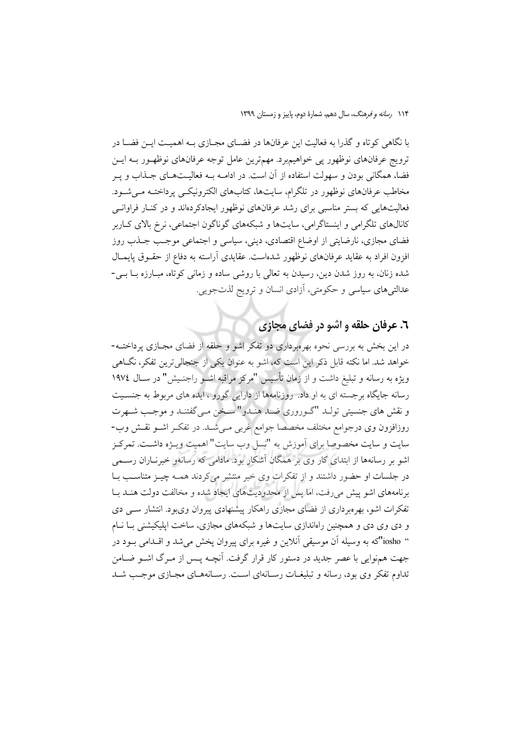با نگاهی کوتاه و گذرا به فعالیت این عرفان‌ها در فضای مجازی به اهمیت این فضا در ترویج عرفان‌های نوظهور پی خواهیم‌برد. مهم‌ترین عامل توجه عرفان‌های نوظهور به این فضا، همگانی بودن و سهولت استفاده از آن است. در ادامه به فعالیت‌های جذاب و پر مخاطب عرفان‌های نوظهور در تلگرام، سایت‌ها، کتاب‌های الکترونیکی پرداخته می‌شود. فعالیت‌هایی که بستر مناسبی برای رشد عرفان‌های نوظهور ایجادکرده‌اند و در کنار فراوانی کانال‌های تلگرامی و اینستاگرامی، سایت‌ها و شبکه‌های گوناگون اجتماعی، نرخ بالای کاربر فضای مجازی، نارضایتی از اوضاع اقتصادی، دینی، سیاسی و اجتماعی موجب جذب روز افزون افراد به عقاید عرفان‌های نوظهور شده‌است. عقایدی آراسته به دفاع از حقوق پایمال شده زنان، به روز شدن دین، رسیدن به تعالی با روشی ساده و زمانی کوتاه، مبارزه با بی‌-عدالتی‌های سیاسی و حکومتی، آزادی انسان و ترویج لذت‌جویی.

## ٦. عرفان حلقه و اشو در فضای مجازی

در این بخش به بررسی نحوه بهره‌برداری دو تفکر اشو و حلقه از فضای مجازی پرداخته-خواهد شد. اما نکته قابل ذکر این است که، اشو به عنوان یکی از جنجالی‌ترین تفکر، نگاهی ویژه به رسانه و تبلیغ داشت و از زمان تأسیس "مرکز مراقبه اشو راجنیش" در سال ١٩٧٤ رسانه جایگاه برجسته ای به او داد. روزنامه‌ها از دارایی گورو ، ایده های مربوط به جنسیت و نقش های جنسیتی تولد "گوروری ضد هندو" سخن می‌گفتند و موجب شهرت روزافزون وی درجوامع مختلف مخصصا جوامع غربی می‌شد. در تفکر اشو نقش وب-سایت و سایت مخصوصا برای آموزش به "نسل وب سایت" اهمیت ویژه داشت. تمرکز اشو بر رسانه‌ها از ابتدای کار وی بر همگان آشکار بود. مادامی که رسانه‌و خبرناران رسمی در جلسات او حضور داشتند و از تفکرات وی خبر منتشر می‌کردند همه چیز متناسب با برنامه‌های اشو پیش می‌رفت، اما پس از محدودیت‌های ایجاد شده و مخالفت دولت هند با تفکرات اشو، بهره‌برداری از فضای مجازی راهکار پیشنهادی پیروان وی‌بود. انتشار سی دی و دی وی دی و همچنین راه‌اندازی سایت‌ها و شبکه‌های مجازی، ساخت اپلیکیشنی با نام "iosho"که به وسیله آن موسیقی آنلاین و غیره برای پیروان پخش می‌شد و اقدامی بود در جهت هم‌نوایی با عصر جدید در دستور کار قرار گرفت. آنچه پس از مرگ اشو ضامن تداوم تفکر وی بود، رسانه و تبلیغات رسانه‌ای است. رسانه‌های مجازی موجب شد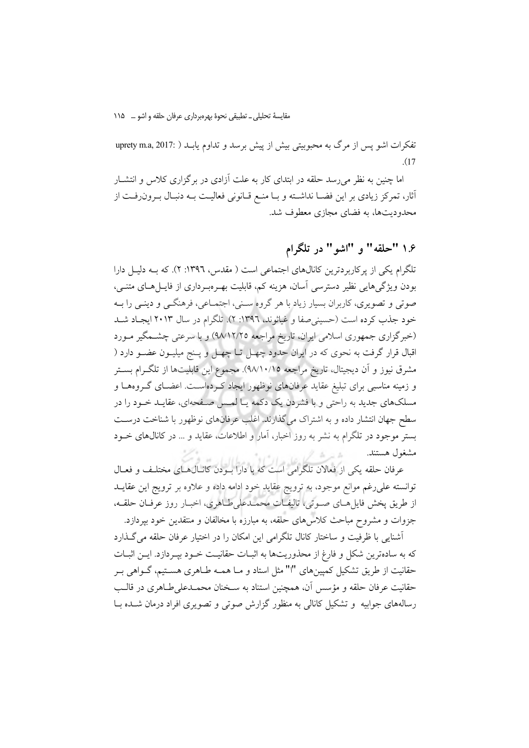تفکرات اشو پس از مرگ به محبوبیتی بیش از پیش برسد و تداوم یابـد ( upety m.a, 2017: 17).

اما چنین به نظر می‌رسد حلقه در ابتدای کار به علت آزادی در برگزاری کلاس و انتشـار آثار، تمرکز زیادی بر این فضـا نداشـته و بـا منـع قـانونی فعالیـت بـه دنبـال بـرون‌رفـت از محدودیت‌ها، به فضای مجازی معطوف شد.

## ۱.۶ "حلقه" و "اشو" در تلگرام

تلگرام یکی از پرکاربردترین کانال‌های اجتماعی است ( مقدس، ۱۳۹٦: ۲). که بـه دلیـل دارا بودن ویژگی‌هایی نظیر دسترسی آسان، هزینه کم، قابلیت بهـره‌بـرداری از فایـل‌هـای متنـی، صوتی و تصویری، کاربران بسیار زیاد با هر گروه سـنی، اجتمـاعی، فرهنگـی و دینـی را بـه خود جذب کرده است (حسینی‌صفا و غیاثوند، ۱۳۹٦: ۲). تلگرام در سال ۲۰۱۳ ایجـاد شـد (خبرگزاری جمهوری اسلامی ایران، تاریخ مراجعه ۹۸/۱۲/۲۵) و با سرعتی چشـمگیر مـورد اقبال قرار گرفت به نحوی که در ایران حدود چهـل تـا چهـل و پـنج میلیـون عضـو دارد ( مشرق نیوز و آن دیجیتال، تاریخ مراجعه ۹۸/۱۰/۱۵). مجموع این قابلیت‌ها از تلگـرام بسـتر و زمینه مناسبی برای تبلیغ عقاید عرفان‌های نوظهور ایجاد کـرده‌اسـت. اعضـای گـروه‌هـا و مسلک‌های جدید به راحتی و با فشردن یک دکمه یـا لمـس صـفحه‌ای، عقایـد خـود را در سطح جهان انتشار داده و به اشتراک می‌گذارند. اغلب عرفان‌های نوظهور با شناخت درسـت بستر موجود در تلگرام به نشر به روز اخبار، آمار و اطلاعات، عقاید و ... در کانال‌های خـود مشغول هستند.

عرفان حلقه یکی از فعالان تلگرامی است که با دارا بـودن کانـال‌هـای مختلـف و فعـال توانسته علی‌رغم موانع موجود، به ترویج عقاید خود ادامه داده و علاوه بر ترویج این عقایـد از طریق پخش فایل‌هـای صـوتی، تالیفـات محمـدعلی‌طـاهری، اخبـار روز عرفـان حلقـه، جزوات و مشروح مباحث کلاس‌های حلقه، به مبارزه با مخالفان و منتقدین خود بپردازد.

آشنایی با ظرفیت و ساختار کانال تلگرامی این امکان را در اختیار عرفان حلقه می‌گـذارد که به ساده‌ترین شکل و فارغ از محذوریت‌ها به اثبـات حقانیـت خـود بپـردازد. ایـن اثبـات حقانیت از طریق تشکیل کمپین‌های "ا" مثل استاد و مـا همـه طـاهری هسـتیم، گـواهی بـر حقانیت عرفان حلقه و مؤسس آن، همچنین استناد به سـخنان محمـدعلی‌طـاهری در قالـب رساله‌های جوابیه و تشکیل کانالی به منظور گزارش صوتی و تصویری افراد درمان شـده بـا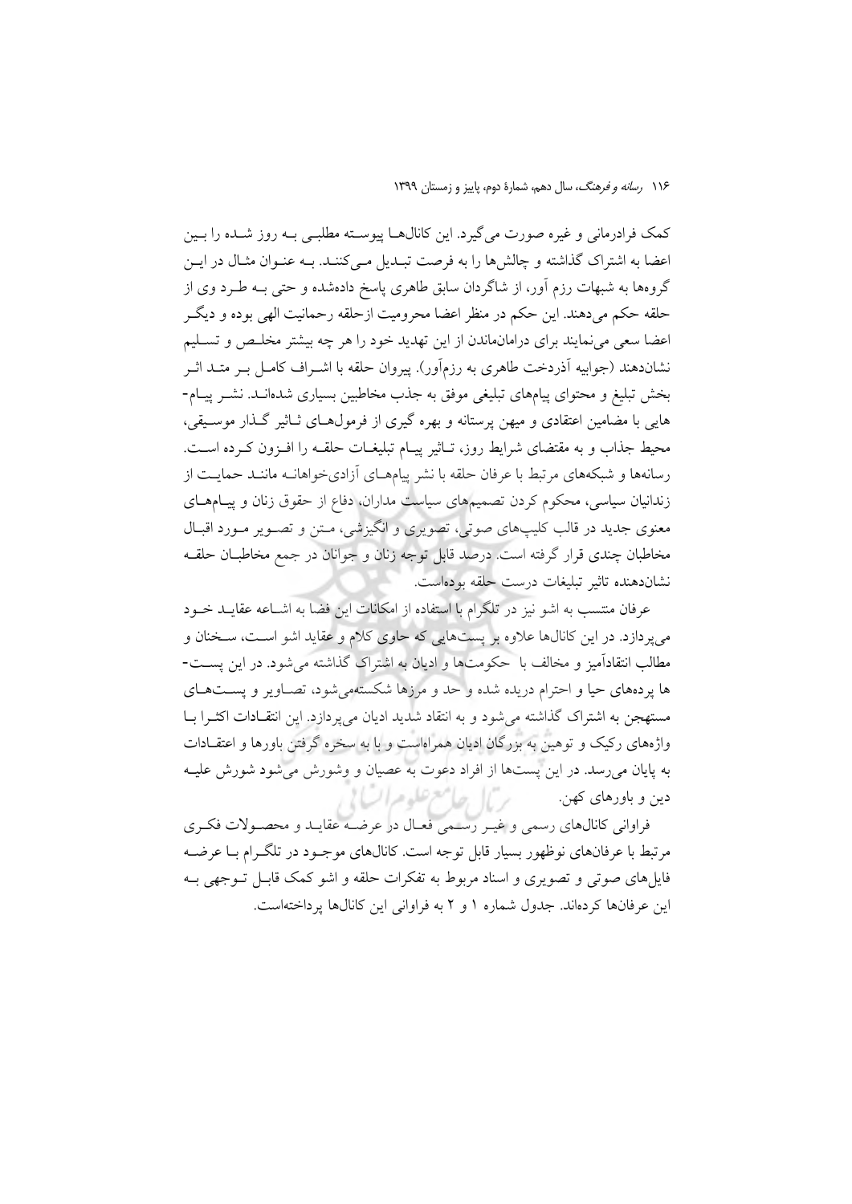کمک فرادرمانی و غیره صورت می‌گیرد. این کانال‌ها پیوسته مطلبی به روز شده را بین اعضا به اشتراک گذاشته و چالش‌ها را به فرصت تبدیل می‌کنند. به عنوان مثال در این گروه‌ها به شبهات رزم آور، از شاگردان سابق طاهری پاسخ داده‌شده و حتی به طرد وی از حلقه حکم می‌دهند. این حکم در منظر اعضا محرومیت ازحلقه رحمانیت الهی بوده و دیگر اعضا سعی می‌نمایند برای درامان‌ماندن از این تهدید خود را هر چه بیشتر مخلص و تسلیم نشان‌دهند (جوابیه آذردخت طاهری به رزم‌آور). پیروان حلقه با اشراف کامل بر متد اثر بخش تبلیغ و محتوای پیام‌های تبلیغی موفق به جذب مخاطبین بسیاری شده‌اند. نشر پیام-هایی با مضامین اعتقادی و میهن پرستانه و بهره گیری از فرمول‌های تاثیر گذار موسیقی، محیط جذاب و به مقتضای شرایط روز، تاثیر پیام تبلیغات حلقه را افزون کرده است. رسانه‌ها و شبکه‌های مرتبط با عرفان حلقه با نشر پیام‌های آزادی‌خواهانه مانند حمایت از زندانیان سیاسی، محکوم کردن تصمیمهای سیاست مداران، دفاع از حقوق زنان و پیام‌های معنوی جدید در قالب کلیپ‌های صوتی، تصویری و انگیزشی، متن و تصویر مورد اقبال مخاطبان چندی قرار گرفته است. درصد قابل توجه زنان و جوانان در جمع مخاطبان حلقه نشان‌دهنده تاثیر تبلیغات درست حلقه بوده‌است.

عرفان منتسب به اشو نیز در تلگرام با استفاده از امکانات این فضا به اشاعه عقاید خود می‌پردازد. در این کانال‌ها علاوه بر پست‌هایی که حاوی کلام و عقاید اشو است، سخنان و مطالب انتقادآمیز و مخالف با حکومت‌ها و ادیان به اشتراک گذاشته می‌شود. در این پست-ها پرده‌های حیا و احترام دریده شده و حد و مرزها شکسته‌می‌شود، تصاویر و پست‌های مستهجن به اشتراک گذاشته می‌شود و به انتقاد شدید ادیان می‌پردازد. این انتقادات اکثرا با واژه‌های رکیک و توهین به بزرگان ادیان همراه‌است و با به سخره گرفتن باورها و اعتقادات به پایان می‌رسد. در این پست‌ها از افراد دعوت به عصیان و وشورش می‌شود شورش علیه دین و باورهای کهن.

فراوانی کانال‌های رسمی و غیر رسمی فعال در عرضه عقاید و محصولات فکری مرتبط با عرفان‌های نوظهور بسیار قابل توجه است. کانال‌های موجود در تلگرام با عرضه فایل‌های صوتی و تصویری و اسناد مربوط به تفکرات حلقه و اشو کمک قابل توجهی به این عرفان‌ها کرده‌اند. جدول شماره ۱ و ۲ به فراوانی این کانال‌ها پرداخته‌است.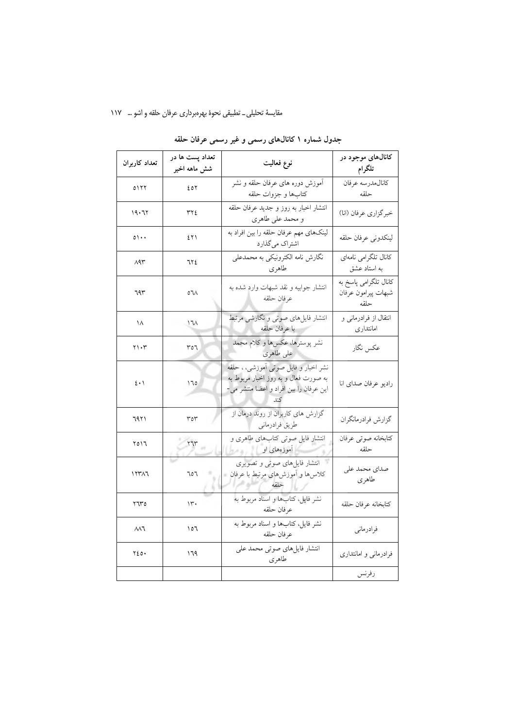**جدول شماره ۱ کانال‌های رسمی و غیر رسمی عرفان حلقه**

| کانال‌های موجود در تلگرام | نوع فعالیت | تعداد پست ها در شش ماهه اخیر | تعداد کاربران |
| --- | --- | --- | --- |
| کانال‌مدرسه عرفان حلقه | آموزش دوره های عرفان حلقه و نشر کتاب‌ها و جزوات حلقه | ۴۵۲ | ۵۱۲۲ |
| خبرگزاری عرفان (انا) | انتشار اخبار به روز و جدید عرفان حلقه و محمد علی طاهری | ۳۲۴ | ۱۹۰۶۲ |
| لینکدونی عرفان حلقه | لینک‌های مهم عرفان حلقه را بین افراد به اشتراک می‌گذارد | ۴۲۱ | ۵۱۰۰ |
| کانال تلگرامی نامه‌ای به استاد عشق | نگارش نامه الکترونیکی به محمدعلی طاهری | ۶۲۴ | ۸۹۳ |
| کانال تلگرامی پاسخ به شبهات پیرامون عرفان حلقه | انتشار جوابیه و نقد شبهات وارد شده به عرفان حلقه | ۵۶۸ | ۶۹۳ |
| انتقال از فرادرمانی و امانتداری | انتشار فایل‌های صوتی و نگارشی مرتبط با عرفان حلقه | ۱۶۸ | ۱۸ |
| عکس نگار | نشر پوسترها، عکس‌ها و کلام محمد علی طاهری | ۳۵۶ | ۲۱۰۳ |
| رادیو عرفان صدای انا | نشر اخبار و فایل صوتی آموزشی، ، حلقه به صورت فعال و به روز اخبار مربوط به این عرفان را بین افراد و اعضا منتشر می‌کند | ۱۶۵ | ۴۰۱ |
| گزارش فرادرمانگران | گزارش های کاربران از روند درمان از طریق فرادرمانی | ۳۵۳ | ۶۹۲۱ |
| کتابخانه صوتی عرفان حلقه | انتشار فایل صوتی کتاب‌های طاهری و آموزه‌های او | ۲۶۳ | ۲۵۱۶ |
| صدای محمد علی طاهری | انتشار فایل‌های صوتی و تصویری کلاس‌ها و آموزش‌های مرتبط با عرفان حلقه | ۶۵۶ | ۱۲۳۸۶ |
| کتابخانه عرفان حلقه | نشر فایل، کتاب‌ها و اسناد مربوط به عرفان حلقه | ۱۳۰ | ۲۶۳۵ |
| فرادرمانی | نشر فایل، کتاب‌ها و اسناد مربوط به عرفان حلقه | ۱۵۶ | ۸۸۶ |
| فرادرمانی و امانتداری | انتشار فایل‌های صوتی محمد علی طاهری | ۱۶۹ | ۲۴۵۰ |
| رفرنس | | | |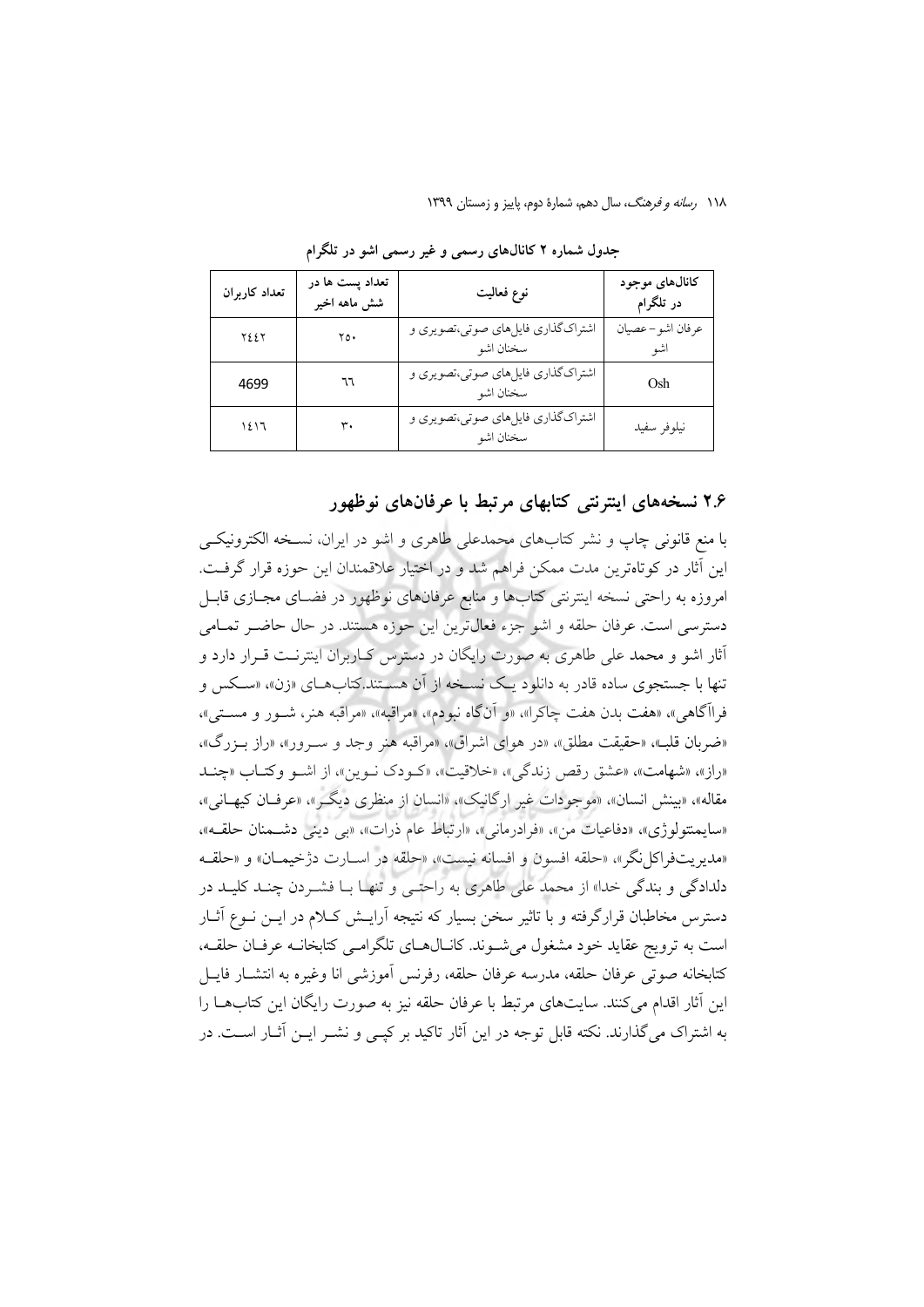**جدول شماره ۲ کانال‌های رسمی و غیر رسمی اشو در تلگرام**

| کانال‌های موجود در تلگرام | نوع فعالیت | تعداد پست ها در شش ماهه اخیر | تعداد کاربران |
|---|---|---|---|
| عرفان اشو– عصیان اشو | اشتراک‌گذاری فایل‌های صوتی،تصویری و سخنان اشو | ۲۵۰ | ۲٤٤۲ |
| Osh | اشتراک‌گذاری فایل‌های صوتی،تصویری و سخنان اشو | ٦٦ | 4699 |
| نیلوفر سفید | اشتراک‌گذاری فایل‌های صوتی،تصویری و سخنان اشو | ۳۰ | ۱٤۱٦ |

## ۲.۶ نسخه‌های اینترنتی کتابهای مرتبط با عرفان‌های نوظهور

با منع قانونی چاپ و نشر کتاب‌های محمدعلی طاهری و اشو در ایران، نسخه الکترونیکی این آثار در کوتاه‌ترین مدت ممکن فراهم شد و در اختیار علاقمندان این حوزه قرار گرفت. امروزه به راحتی نسخه اینترنتی کتاب‌ها و منابع عرفان‌های نوظهور در فضای مجازی قابل دسترسی است. عرفان حلقه و اشو جزء فعال‌ترین این حوزه هستند. در حال حاضر تمامی آثار اشو و محمد علی طاهری به صورت رایگان در دسترس کاربران اینترنت قرار دارد و تنها با جستجوی ساده قادر به دانلود یک نسخه از آن هستند.کتاب‌های «زن»، «سکس و فراآگاهی»، «هفت بدن هفت چاکرا»، «و آن‌گاه نبودم»، «مراقبه»، «مراقبه هنر، شور و مستی»، «ضربان قلب»، «حقیقت مطلق»، «در هوای اشراق»، «مراقبه هنر وجد و سرور»، «راز بزرگ»، «راز»، «شهامت»، «عشق رقص زندگی»، «خلاقیت»، «کودک نوین»، از اشو وکتاب «چند مقاله»، «بینش انسان»، «موجودات غیر ارگانیک»، «انسان از منظری دیگر»، «عرفان کیهانی»، «سایمنتولوژی»، «دفاعیات من»، «فرادرمانی»، «ارتباط عام ذرات»، «بی دینی دشمنان حلقه»، «مدیریت‌فراکل‌نگر»، «حلقه افسون و افسانه نیست»، «حلقه در اسارت دژخیمان» و «حلقه دلدادگی و بندگی خدا» از محمد علی طاهری به راحتی و تنها با فشردن چند کلید در دسترس مخاطبان قرارگرفته و با تاثیر سخن بسیار که نتیجه آرایش کلام در این نوع آثار است به ترویج عقاید خود مشغول می‌شوند. کانال‌های تلگرامی کتابخانه عرفان حلقه، کتابخانه صوتی عرفان حلقه، مدرسه عرفان حلقه، رفرنس آموزشی انا وغیره به انتشار فایل این آثار اقدام می‌کنند. سایت‌های مرتبط با عرفان حلقه نیز به صورت رایگان این کتاب‌ها را به اشتراک می‌گذارند. نکته قابل توجه در این آثار تاکید بر کپی و نشر این آثار است. در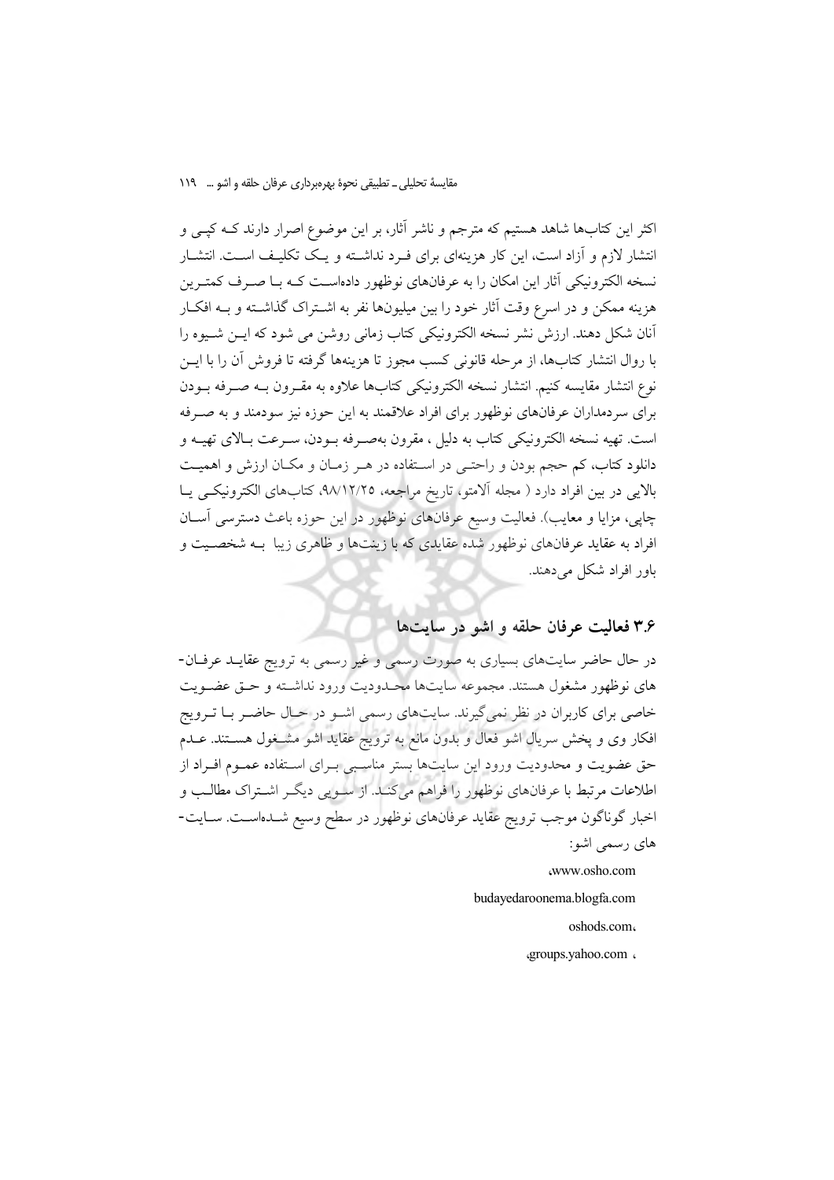اکثر این کتاب‌ها شاهد هستیم که مترجم و ناشر آثار، بر این موضوع اصرار دارند کـه کپـی و انتشار لازم و آزاد است، این کار هزینه‌ای برای فـرد نداشـته و یـک تکلیـف اسـت. انتشـار نسخه الکترونیکی آثار این امکان را به عرفان‌های نوظهور داده‌اسـت کـه بـا صـرف کمتـرین هزینه ممکن و در اسرع وقت آثار خود را بین میلیون‌ها نفر به اشـتراک گذاشـته و بـه افکـار آنان شکل دهند. ارزش نشر نسخه الکترونیکی کتاب زمانی روشن می شود که ایـن شـیوه را با روال انتشار کتاب‌ها، از مرحله قانونی کسب مجوز تا هزینه‌ها گرفته تا فروش آن را با ایـن نوع انتشار مقایسه کنیم. انتشار نسخه الکترونیکی کتاب‌ها علاوه به مقـرون بـه صـرفه بـودن برای سردماران عرفان‌های نوظهور برای افراد علاقمند به این حوزه نیز سودمند و به صـرفه است. تهیه نسخه الکترونیکی کتاب به دلیل ، مقرون به‌صـرفه بـودن، سـرعت بـالای تهیـه و دانلود کتاب، کم حجم بودن و راحتـی در اسـتفاده در هـر زمـان و مکـان ارزش و اهمیـت بالایی در بین افراد دارد ( مجله آلامتو، تاریخ مراجعه، ۹۸/۱۲/۲۵، کتاب‌های الکترونیکـی یـا چاپی، مزایا و معایب). فعالیت وسیع عرفان‌های نوظهور در این حوزه باعث دسترسی آسـان افراد به عقاید عرفان‌های نوظهور شده عقایدی که با زینت‌ها و ظاهری زیبا بـه شخصـیت و باور افراد شکل می‌دهند.

### ۳.۶ فعالیت عرفان حلقه و اشو در سایت‌ها

در حال حاضر سایت‌های بسیاری به صورت رسمی و غیر رسمی به ترویج عقایـد عرفـان-های نوظهور مشغول هستند. مجموعه سایت‌ها محـدودیت ورود نداشـته و حـق عضـویت خاصی برای کاربران در نظر نمی‌گیرند. سایت‌های رسمی اشـو در حـال حاضـر بـا تـرویج افکار وی و پخش سریال اشو فعال و بدون مانع به ترویج عقاید اشو مشـغول هسـتند. عـدم حق عضویت و محدودیت ورود این سایت‌ها بستر مناسـبی بـرای اسـتفاده عمـوم افـراد از اطلاعات مرتبط با عرفان‌های نوظهور را فراهم می‌کنـد. از سـویی دیگـر اشـتراک مطالـب و اخبار گوناگون موجب ترویج عقاید عرفان‌های نوظهور در سطح وسیع شـده‌اسـت. سـایت-های رسمی اشو:

www.osho.com،

budayedaroonema.blogfa.com

oshods.com،

groups.yahoo.com ،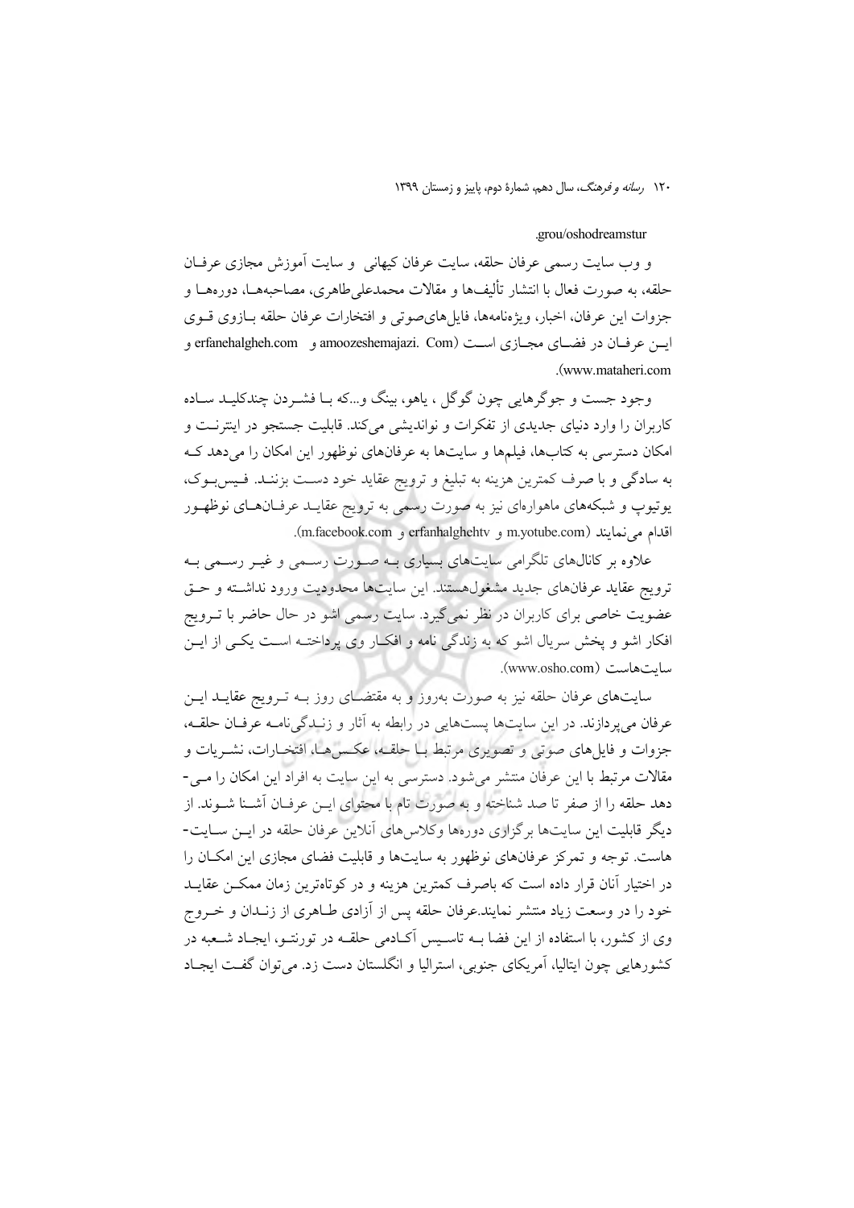.grou/oshodreamstur

و وب سایت رسمی عرفان حلقه، سایت عرفان کیهانی و سایت آموزش مجازی عرفان حلقه، به صورت فعال با انتشار تألیف‌ها و مقالات محمدعلی‌طاهری، مصاحبه‌ها، دوره‌ها و جزوات این عرفان، اخبار، ویژه‌نامه‌ها، فایل‌های‌صوتی و افتخارات عرفان حلقه بازوی قوی این عرفان در فضای مجازی است (amoozeshemajazi. Com و erfanehalgheh.com و www.mataheri.com).

وجود جست و جوگرهایی چون گوگل ، یاهو، بینگ و...که با فشردن چندکلید ساده کاربران را وارد دنیای جدیدی از تفکرات و نواندیشی می‌کند. قابلیت جستجو در اینترنت و امکان دسترسی به کتاب‌ها، فیلم‌ها و سایت‌ها به عرفان‌های نوظهور این امکان را می‌دهد که به سادگی و با صرف کمترین هزینه به تبلیغ و ترویج عقاید خود دست بزنند. فیس‌بوک، یوتیوپ و شبکه‌های ماهواره‌ای نیز به صورت رسمی به ترویج عقاید عرفان‌های نوظهور اقدام می‌نمایند (m.yotube.com و erfanhalghehtv و m.facebook.com).

علاوه بر کانال‌های تلگرامی سایت‌های بسیاری به صورت رسمی و غیر رسمی به ترویج عقاید عرفان‌های جدید مشغول‌هستند. این سایت‌ها محدودیت ورود نداشته و حق عضویت خاصی برای کاربران در نظر نمی‌گیرد. سایت رسمی اشو در حال حاضر با ترویج افکار اشو و پخش سریال اشو که به زندگی نامه و افکار وی پرداخته است یکی از این سایت‌هاست (www.osho.com).

سایت‌های عرفان حلقه نیز به صورت به‌روز و به مقتضای روز به ترویج عقاید این عرفان می‌پردازند. در این سایت‌ها پست‌هایی در رابطه به آثار و زندگی‌نامه عرفان حلقه، جزوات و فایل‌های صوتی و تصویری مرتبط با حلقه، عکس‌ها، افتخارات، نشریات و مقالات مرتبط با این عرفان منتشر می‌شود. دسترسی به این سایت به افراد این امکان را می‌دهد حلقه را از صفر تا صد شناخته و به صورت تام با محتوای این عرفان آشنا شوند. از دیگر قابلیت این سایت‌ها برگزاری دوره‌ها وکلاس‌های آنلاین عرفان حلقه در این سایت‌هاست. توجه و تمرکز عرفان‌های نوظهور به سایت‌ها و قابلیت فضای مجازی این امکان را در اختیار آنان قرار داده است که باصرف کمترین هزینه و در کوتاه‌ترین زمان ممکن عقاید خود را در وسعت زیاد منتشر نمایند.عرفان حلقه پس از آزادی طاهری از زندان و خروج وی از کشور، با استفاده از این فضا به تاسیس آکادمی حلقه در تورنتو، ایجاد شعبه در کشورهایی چون ایتالیا، آمریکای جنوبی، استرالیا و انگلستان دست زد. می‌توان گفت ایجاد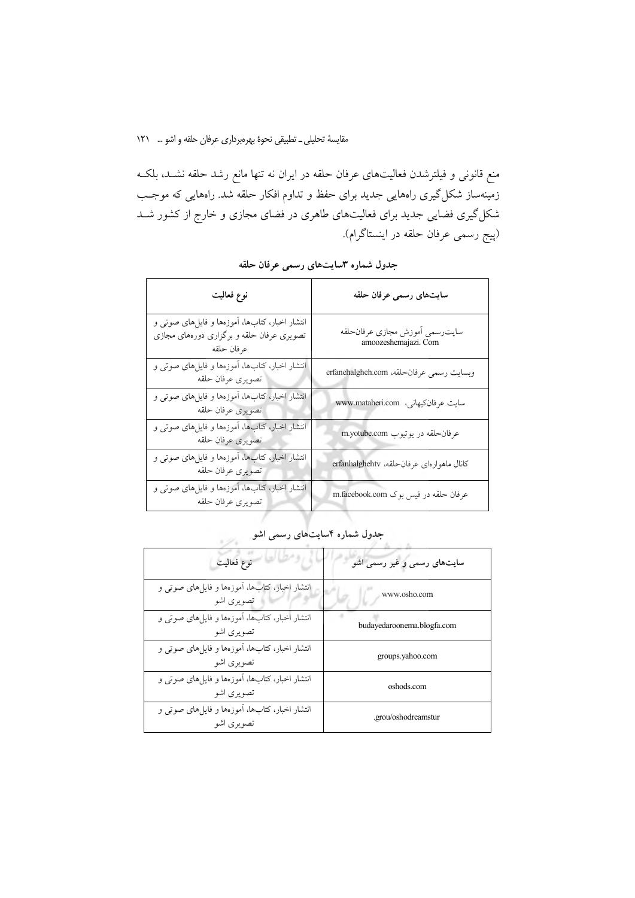منع قانونی و فیلترشدن فعالیت‌های عرفان حلقه در ایران نه تنها مانع رشد حلقه نشـد، بلکـه زمینه‌ساز شکل‌گیری راه‌هایی جدید برای حفظ و تداوم افکار حلقه شد. راه‌هایی که موجـب شکل‌گیری فضایی جدید برای فعالیت‌های طاهری در فضای مجازی و خارج از کشور شـد (پیج رسمی عرفان حلقه در اینستاگرام).

**جدول شماره ۳سایت‌های رسمی عرفان حلقه**

| سایت‌های رسمی عرفان حلقه | نوع فعالیت |
|---|---|
| سایت‌رسمی آموزش مجازی عرفان‌حلقه amoozeshemajazi. Com | انتشار اخبار، کتاب‌ها، آموزه‌ها و فایل‌های صوتی و تصویری عرفان حلقه و برگزاری دوره‌های مجازی عرفان حلقه |
| وبسایت رسمی عرفان‌حلقه، erfanehalgheh.com | انتشار اخبار، کتاب‌ها، آموزه‌ها و فایل‌های صوتی و تصویری عرفان حلقه |
| سایت عرفان‌کیهانی، www.mataheri.com | انتشار اخبار، کتاب‌ها، آموزه‌ها و فایل‌های صوتی و تصویری عرفان حلقه |
| عرفان‌حلقه در یوتیوب m.yotube.com | انتشار اخبار، کتاب‌ها، آموزه‌ها و فایل‌های صوتی و تصویری عرفان حلقه |
| کانال ماهواره‌ای عرفان‌حلقه، erfanhalghehtv | انتشار اخبار، کتاب‌ها، آموزه‌ها و فایل‌های صوتی و تصویری عرفان حلقه |
| عرفان حلقه در فیس بوک m.facebook.com | انتشار اخبار، کتاب‌ها، آموزه‌ها و فایل‌های صوتی و تصویری عرفان حلقه |

**جدول شماره ۴سایت‌های رسمی اشو**

| سایت‌های رسمی و غیر رسمی اشو | نوع فعالیت |
|---|---|
| www.osho.com | انتشار اخبار، کتاب‌ها، آموزه‌ها و فایل‌های صوتی و تصویری اشو |
| budayedaroonema.blogfa.com | انتشار اخبار، کتاب‌ها، آموزه‌ها و فایل‌های صوتی و تصویری اشو |
| groups.yahoo.com | انتشار اخبار، کتاب‌ها، آموزه‌ها و فایل‌های صوتی و تصویری اشو |
| oshods.com | انتشار اخبار، کتاب‌ها، آموزه‌ها و فایل‌های صوتی و تصویری اشو |
| .grou/oshodreamstur | انتشار اخبار، کتاب‌ها، آموزه‌ها و فایل‌های صوتی و تصویری اشو |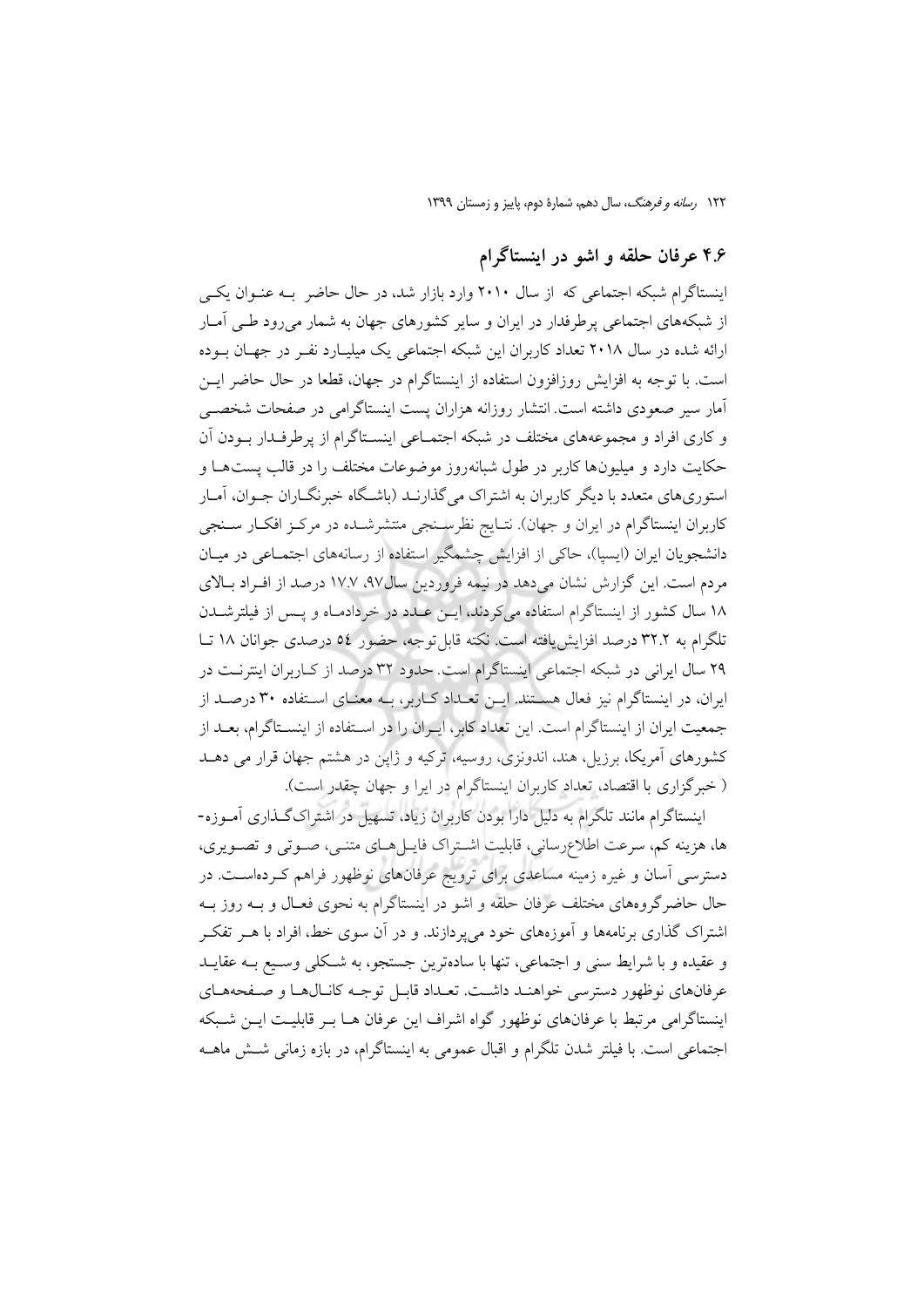## ۴.۶ عرفان حلقه و اشو در اینستاگرام

اینستاگرام شبکه اجتماعی که از سال ۲۰۱۰ وارد بازار شد، در حال حاضر به عنوان یکی از شبکه‌های اجتماعی پرطرفدار در ایران و سایر کشورهای جهان به شمار می‌رود طی آمار ارائه شده در سال ۲۰۱۸ تعداد کاربران این شبکه اجتماعی یک میلیارد نفر در جهان بوده است. با توجه به افزایش روزافزون استفاده از اینستاگرام در جهان، قطعا در حال حاضر این آمار سیر صعودی داشته است. انتشار روزانه هزاران پست اینستاگرامی در صفحات شخصی و کاری افراد و مجموعه‌های مختلف در شبکه اجتماعی اینستاگرام از پرطرفدار بودن آن حکایت دارد و میلیون‌ها کاربر در طول شبانه‌روز موضوعات مختلف را در قالب پست‌ها و استوری‌های متعدد با دیگر کاربران به اشتراک می‌گذارند (باشگاه خبرنگاران جوان، آمار کاربران اینستاگرام در ایران و جهان). نتایج نظرسنجی منتشرشده در مرکز افکار سنجی دانشجویان ایران (ایسپا)، حاکی از افزایش چشمگیر استفاده از رسانه‌های اجتماعی در میان مردم است. این گزارش نشان می‌دهد در نیمه فروردین سال۹۷، ۱۷.۷ درصد از افراد بالای ۱۸ سال کشور از اینستاگرام استفاده می‌کردند، این عدد در خردادماه و پس از فیلترشدن تلگرام به ۳۲.۲ درصد افزایش‌یافته است. نکته قابل‌توجه، حضور ٥٤ درصدی جوانان ۱۸ تا ۲۹ سال ایرانی در شبکه اجتماعی اینستاگرام است. حدود ۳۲ درصد از کاربران اینترنت در ایران، در اینستاگرام نیز فعال هستند. این تعداد کاربر، به معنای استفاده ۳۰ درصد از جمعیت ایران از اینستاگرام است. این تعداد کابر، ایران را در استفاده از اینستاگرام، بعد از کشورهای آمریکا، برزیل، هند، اندونزی، روسیه، ترکیه و ژاپن در هشتم جهان قرار می دهد ( خبرگزاری با اقتصاد، تعداد کاربران اینستاگرام در ایرا و جهان چقدر است).

اینستاگرام مانند تلگرام به دلیل دارا بودن کاربران زیاد، تسهیل در اشتراک‌گذاری آموزه‌ها، هزینه کم، سرعت اطلاع‌رسانی، قابلیت اشتراک فایل‌های متنی، صوتی و تصویری، دسترسی آسان و غیره زمینه مساعدی برای ترویج عرفان‌های نوظهور فراهم کرده‌است. در حال حاضرگروههای مختلف عرفان حلقه و اشو در اینستاگرام به نحوی فعال و به روز به اشتراک گذاری برنامهها و آموزه‌های خود می‌پردازند. و در آن سوی خط، افراد با هر تفکر و عقیده و با شرایط سنی و اجتماعی، تنها با ساده‌ترین جستجو، به شکلی وسیع به عقاید عرفان‌های نوظهور دسترسی خواهند داشت. تعداد قابل توجه کانال‌ها و صفحه‌های اینستاگرامی مرتبط با عرفان‌های نوظهور گواه اشراف این عرفان ها بر قابلیت این شبکه اجتماعی است. با فیلتر شدن تلگرام و اقبال عمومی به اینستاگرام، در بازه زمانی شش ماهه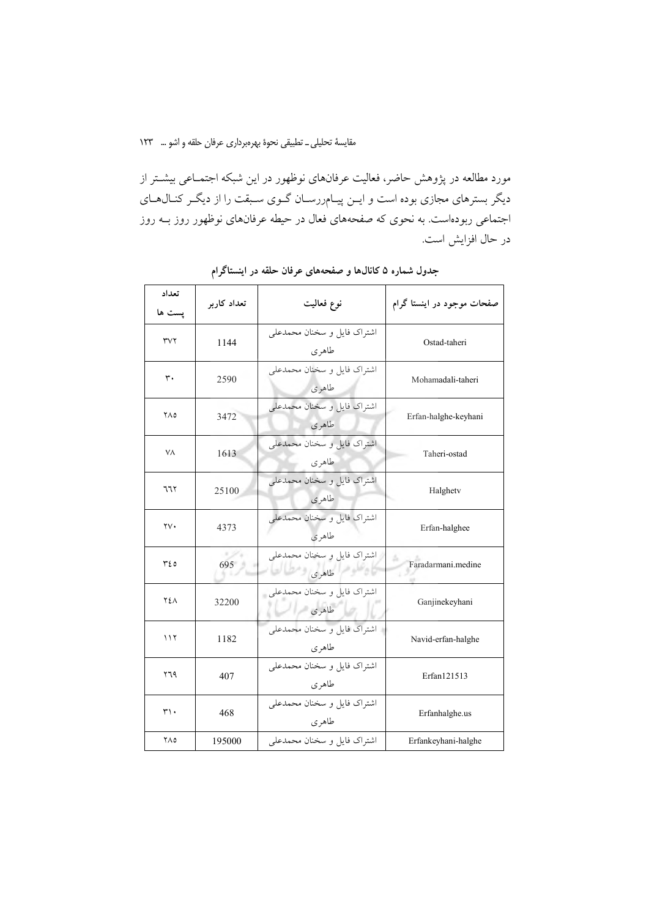مورد مطالعه در پژوهش حاضر، فعالیت عرفان‌های نوظهور در این شبکه اجتماعی بیشتر از دیگر بسترهای مجازی بوده است و این پیام‌رسان گوی سبقت را از دیگر کانال‌های اجتماعی ربوده‌است. به نحوی که صفحه‌های فعال در حیطه عرفان‌های نوظهور روز به روز در حال افزایش است.

**جدول شماره ۵ کانال‌ها و صفحه‌های عرفان حلقه در اینستاگرام**

| صفحات موجود در اینستا گرام | نوع فعالیت | تعداد کاربر | تعداد پست ها |
|---|---|---|---|
| Ostad-taheri | اشتراک فایل و سخنان محمدعلی طاهری | 1144 | ۳۷۲ |
| Mohamadali-taheri | اشتراک فایل و سخنان محمدعلی طاهری | 2590 | ۳۰ |
| Erfan-halghe-keyhani | اشتراک فایل و سخنان محمدعلی طاهری | 3472 | ۲۸۵ |
| Taheri-ostad | اشتراک فایل و سخنان محمدعلی طاهری | 1613 | ۷۸ |
| Halghetv | اشتراک فایل و سخنان محمدعلی طاهری | 25100 | ٦٦٢ |
| Erfan-halghee | اشتراک فایل و سخنان محمدعلی طاهری | 4373 | ۲۷۰ |
| Faradarmani.medine | اشتراک فایل و سخنان محمدعلی طاهری | 695 | ۳٤٥ |
| Ganjinekeyhani | اشتراک فایل و سخنان محمدعلی طاهری | 32200 | ۲٤۸ |
| Navid-erfan-halghe | اشتراک فایل و سخنان محمدعلی طاهری | 1182 | ۱۱۲ |
| Erfan121513 | اشتراک فایل و سخنان محمدعلی طاهری | 407 | ۲٦۹ |
| Erfanhalghe.us | اشتراک فایل و سخنان محمدعلی طاهری | 468 | ۳۱۰ |
| Erfankeyhani-halghe | اشتراک فایل و سخنان محمدعلی | 195000 | ۲۸۵ |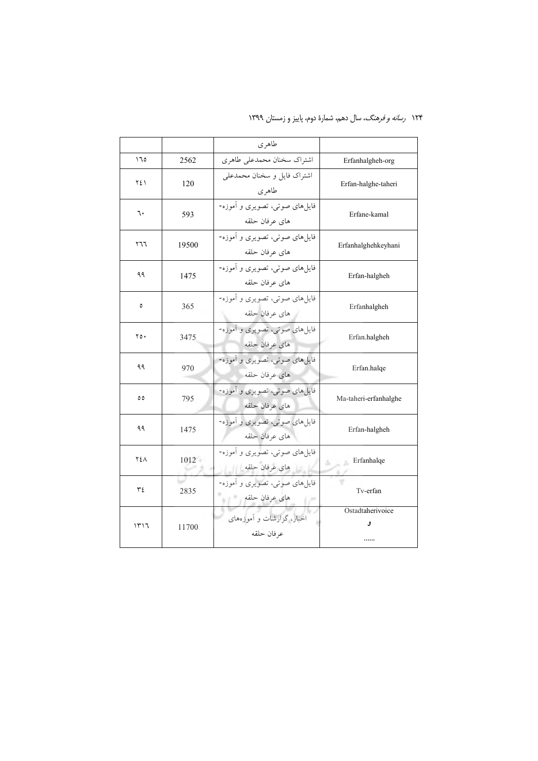| | | طاهری | |
| --- | --- | --- | --- |
| ۱٦٥ | 2562 | اشتراک سخنان محمدعلی طاهری | Erfanhalgheh-org |
| ۲٤۱ | 120 | اشتراک فایل و سخنان محمدعلی طاهری | Erfan-halghe-taheri |
| ٦۰ | 593 | فایل‌های صوتی، تصویری و آموزه-های عرفان حلقه | Erfane-kamal |
| ۲٦٦ | 19500 | فایل‌های صوتی، تصویری و آموزه-های عرفان حلقه | Erfanhalghehkeyhani |
| ۹۹ | 1475 | فایل‌های صوتی، تصویری و آموزه-های عرفان حلقه | Erfan-halgheh |
| ٥ | 365 | فایل‌های صوتی، تصویری و آموزه-های عرفان حلقه | Erfanhalgheh |
| ۲٥۰ | 3475 | فایل‌های صوتی، تصویری و آموزه-های عرفان حلقه | Erfan.halgheh |
| ۹۹ | 970 | فایل‌های صوتی، تصویری و آموزه-های عرفان حلقه | Erfan.halqe |
| ٥٥ | 795 | فایل‌های صوتی، تصویری و آموزه-های عرفان حلقه | Ma-taheri-erfanhalghe |
| ۹۹ | 1475 | فایل‌های صوتی، تصویری و آموزه-های عرفان حلقه | Erfan-halgheh |
| ۲٤۸ | 1012 | فایل‌های صوتی، تصویری و آموزه-های عرفان حلقه | Erfanhalqe |
| ۳٤ | 2835 | فایل‌های صوتی، تصویری و آموزه-های عرفان حلقه | Tv-erfan |
| ۱۳۱٦ | 11700 | اخبار، گزارشات و آموزه‌های عرفان حلقه | Ostadtaherivoice و ...... |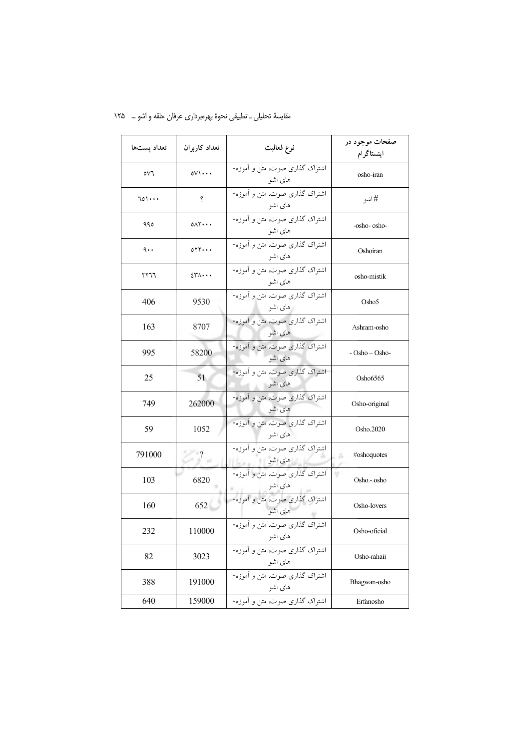| صفحات موجود در اینستاگرام | نوع فعالیت | تعداد کاربران | تعداد پست‌ها |
|---|---|---|---|
| osho-iran | اشتراک گذاری صوت، متن و آموزه‌های اشو | ۵۷۱۰۰۰ | ۵۷۶ |
| #اشو | اشتراک گذاری صوت، متن و آموزه‌های اشو | ؟ | ۶۵۱۰۰۰ |
| -osho- osho- | اشتراک گذاری صوت، متن و آموزه‌های اشو | ۵۸۲۰۰۰ | ۹۹۵ |
| Oshoiran | اشتراک گذاری صوت، متن و آموزه‌های اشو | ۵۲۲۰۰۰ | ۹۰۰ |
| osho-mistik | اشتراک گذاری صوت، متن و آموزه‌های اشو | ۴۳۸۰۰۰ | ۲۲۶۶ |
| Osho5 | اشتراک گذاری صوت، متن و آموزه‌های اشو | 9530 | 406 |
| Ashram-osho | اشتراک گذاری صوت، متن و آموزه‌های اشو | 8707 | 163 |
| - Osho – Osho- | اشتراک گذاری صوت، متن و آموزه‌های اشو | 58200 | 995 |
| Osho6565 | اشتراک گذاری صوت، متن و آموزه‌های اشو | 51 | 25 |
| Osho-original | اشتراک گذاری صوت، متن و آموزه‌های اشو | 262000 | 749 |
| Osho.2020 | اشتراک گذاری صوت، متن و آموزه‌های اشو | 1052 | 59 |
| #oshoquotes | اشتراک گذاری صوت، متن و آموزه‌های اشو | ? | 791000 |
| Osho.-.osho | اشتراک گذاری صوت، متن و آموزه‌های اشو | 6820 | 103 |
| Osho-lovers | اشتراک گذاری صوت، متن و آموزه‌های اشو | 652 | 160 |
| Osho-oficial | اشتراک گذاری صوت، متن و آموزه‌های اشو | 110000 | 232 |
| Osho-rahaii | اشتراک گذاری صوت، متن و آموزه‌های اشو | 3023 | 82 |
| Bhagwan-osho | اشتراک گذاری صوت، متن و آموزه‌های اشو | 191000 | 388 |
| Erfanosho | اشتراک گذاری صوت، متن و آموزه- | 159000 | 640 |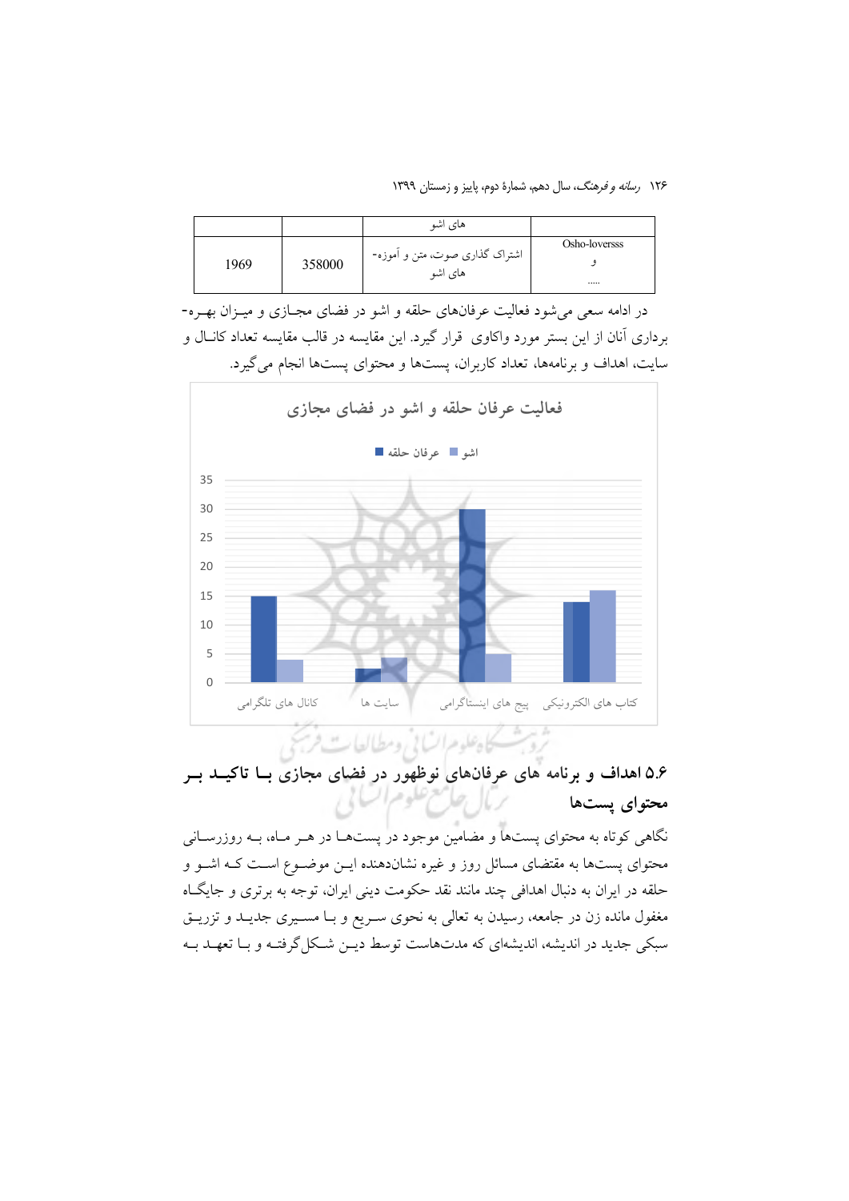| | | های اشو | |
|---|---|---|---|
| 1969 | 358000 | اشتراک گذاری صوت، متن و آموزه-های اشو | Osho-loversss و ..... |

در ادامه سعی می‌شود فعالیت عرفان‌های حلقه و اشو در فضای مجـازی و میـزان بهـره-برداری آنان از این بستر مورد واکاوی قرار گیرد. این مقایسه در قالب مقایسه تعداد کانـال و سایت، اهداف و برنامه‌ها، تعداد کاربران، پست‌ها و محتوای پست‌ها انجام می‌گیرد.

**فعالیت عرفان حلقه و اشو در فضای مجازی**

| | عرفان حلقه | اشو |
|---|---|---|
| کانال های تلگرامی | 15 | 4 |
| سایت ها | 2.5 | 4.5 |
| پیج های اینستاگرامی | 30 | 5 |
| کتاب های الکترونیکی | 14 | 16 |

## ۵.۶ اهداف و برنامه های عرفان‌های نوظهور در فضای مجازی بـا تاکیـد بـر محتوای پست‌ها

نگاهی کوتاه به محتوای پست‌ها و مضامین موجود در پست‌هـا در هـر مـاه، بـه روزرسـانی محتوای پست‌ها به مقتضای مسائل روز و غیره نشان‌دهنده ایـن موضـوع اسـت کـه اشـو و حلقه در ایران به دنبال اهدافی چند مانند نقد حکومت دینی ایران، توجه به برتری و جایگـاه مغفول مانده زن در جامعه، رسیدن به تعالی به نحوی سـریع و بـا مسـیری جدیـد و تزریـق سبکی جدید در اندیشه، اندیشه‌ای که مدت‌هاست توسط دیـن شـکل‌گرفتـه و بـا تعهـد بـه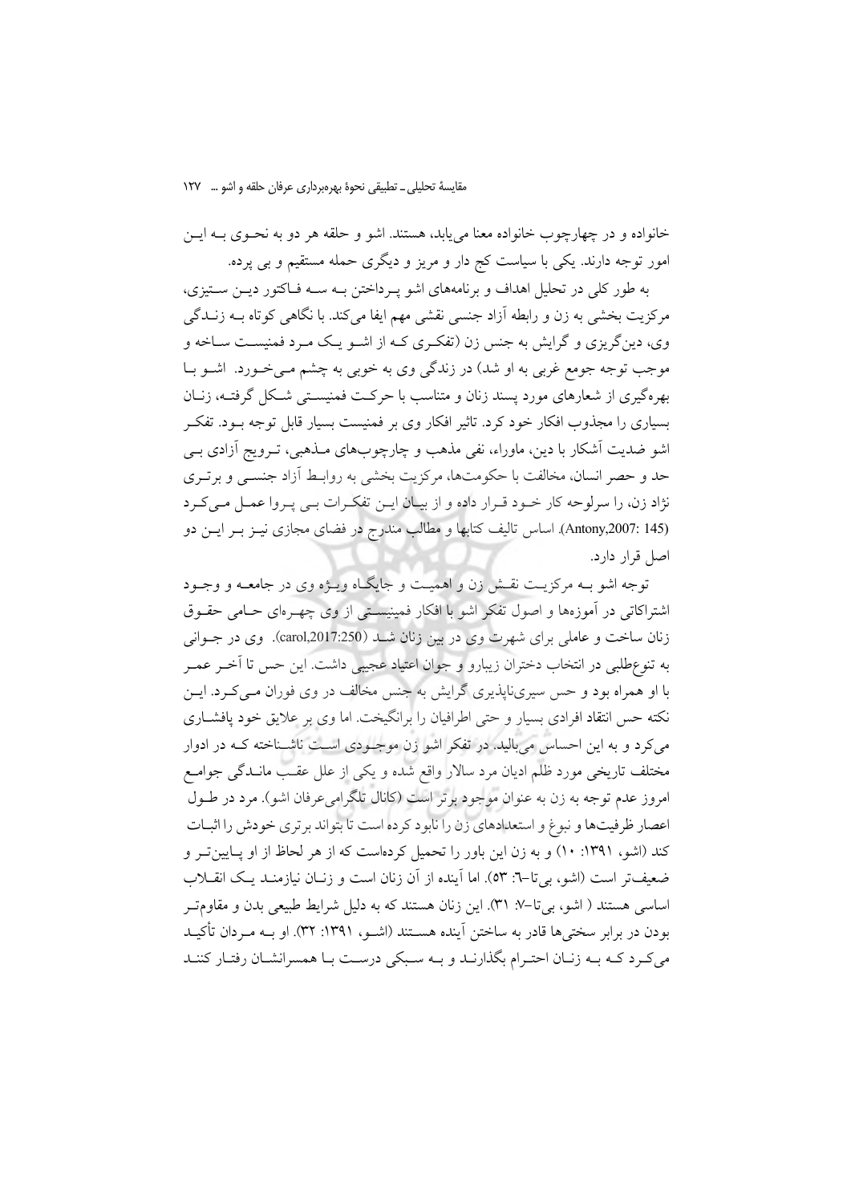خانواده و در چهارچوب خانواده معنا می‌یابد، هستند. اشو و حلقه هر دو به نحوی به این امور توجه دارند. یکی با سیاست کج دار و مریز و دیگری حمله مستقیم و بی پرده.

به طور کلی در تحلیل اهداف و برنامه‌های اشو پرداختن به سه فاکتور دین ستیزی، مرکزیت بخشی به زن و رابطه آزاد جنسی نقشی مهم ایفا می‌کند. با نگاهی کوتاه به زندگی وی، دین‌گریزی و گرایش به جنس زن (تفکری که از اشو یک مرد فمنیست ساخته و موجب توجه جومع غربی به او شد) در زندگی وی به خوبی به چشم می‌خورد. اشو با بهره‌گیری از شعارهای مورد پسند زنان و متناسب با حرکت فمنیستی شکل گرفته، زنان بسیاری را مجذوب افکار خود کرد. تاثیر افکار وی بر فمنیست بسیار قابل توجه بود. تفکر اشو ضدیت آشکار با دین، ماوراء، نفی مذهب و چارچوب‌های مذهبی، ترویج آزادی بی حد و حصر انسان، مخالفت با حکومت‌ها، مرکزیت بخشی به روابط آزاد جنسی و برتری نژاد زن، را سرلوحه کار خود قرار داده و از بیان این تفکرات بی پروا عمل می‌کرد (Antony,2007: 145). اساس تالیف کتابها و مطالب مندرج در فضای مجازی نیز بر این دو اصل قرار دارد.

توجه اشو به مرکزیت نقش زن و اهمیت و جایگاه ویژه وی در جامعه و وجود اشتراکاتی در آموزه‌ها و اصول تفکر اشو با افکار فمینیستی از وی چهره‌ای حامی حقوق زنان ساخت و عاملی برای شهرت وی در بین زنان شد (carol,2017:250). وی در جوانی به تنوع‌طلبی در انتخاب دختران زیبارو و جوان اعتیاد عجیبی داشت. این حس تا آخر عمر با او همراه بود و حس سیری‌ناپذیری گرایش به جنس مخالف در وی فوران می‌کرد. این نکته حس انتقاد افرادی بسیار و حتی اطرافیان را برانگیخت. اما وی بر علایق خود پافشاری می‌کرد و به این احساس می‌بالید. در تفکر اشو زن موجودی است ناشناخته که در ادوار مختلف تاریخی مورد ظلم ادیان مرد سالار واقع شده و یکی از علل عقب ماندگی جوامع امروز عدم توجه به زن به عنوان موجود برتر است (کانال تلگرامی‌عرفان اشو). مرد در طول اعصار ظرفیت‌ها و نبوغ و استعدادهای زن را نابود کرده است تا بتواند برتری خودش را اثبات کند (اشو، ۱۳۹۱: ۱۰) و به زن این باور را تحمیل کرده‌است که از هر لحاظ از او پایین‌تر و ضعیف‌تر است (اشو، بی‌تا–٦: ٥۳). اما آینده از آن زنان است و زنان نیازمند یک انقلاب اساسی هستند ( اشو، بی‌تا–۷: ۳۱). این زنان هستند که به دلیل شرایط طبیعی بدن و مقاوم‌تر بودن در برابر سختی‌ها قادر به ساختن آینده هستند (اشو، ۱۳۹۱: ۳۲). او به مردان تأکید می‌کرد که به زنان احترام بگذارند و به سبکی درست با همسرانشان رفتار کنند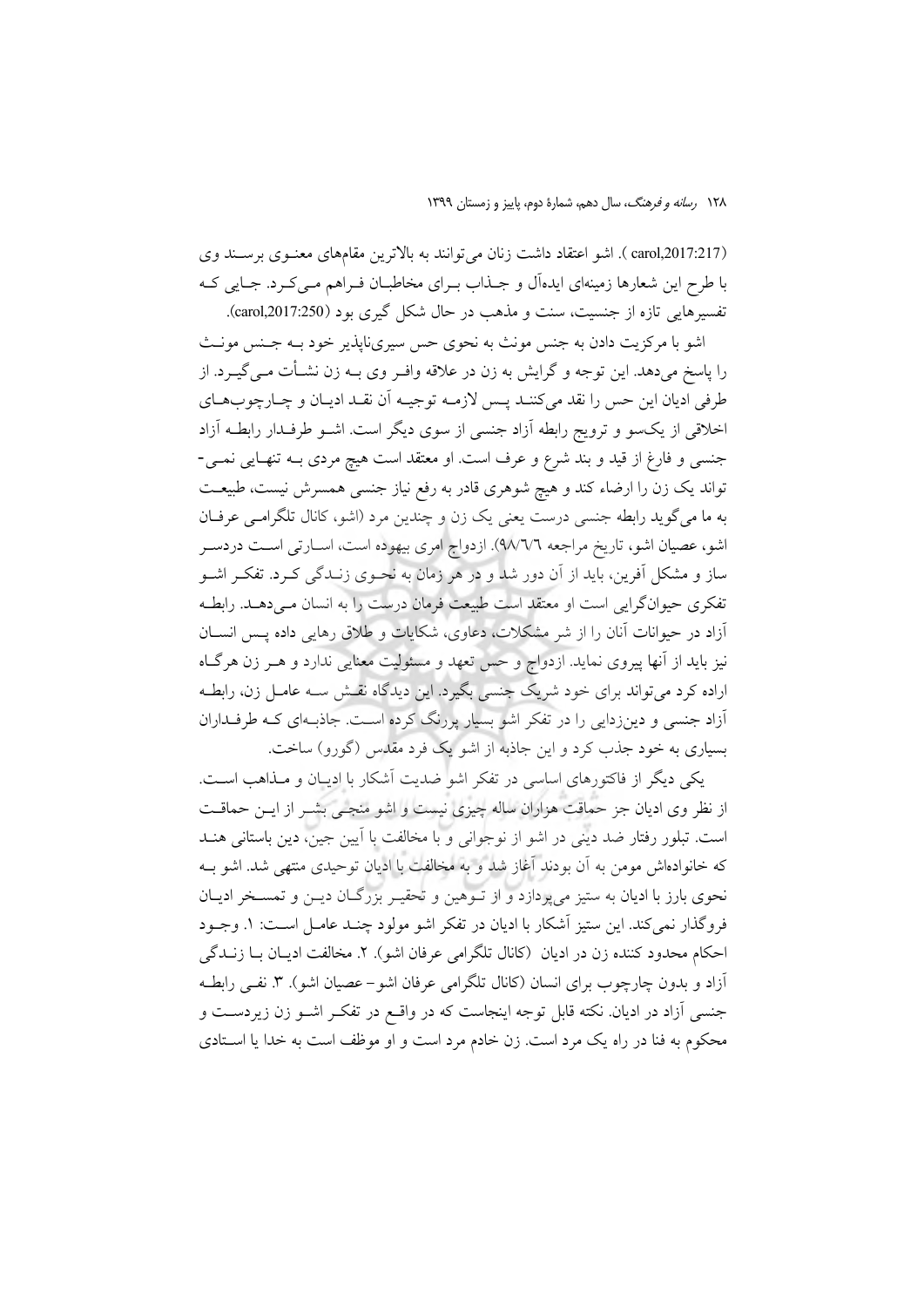(carol,2017:217). اشو اعتقاد داشت زنان می‌توانند به بالاترین مقام‌های معنوی برسند وی با طرح این شعارها زمینه‌ای ایده‌آل و جذاب برای مخاطبان فراهم می‌کرد. جایی که تفسیرهایی تازه از جنسیت، سنت و مذهب در حال شکل گیری بود (carol,2017:250).

اشو با مرکزیت دادن به جنس مونث به نحوی حس سیری‌ناپذیر خود به جنس مونث را پاسخ می‌دهد. این توجه و گرایش به زن در علاقه وافر وی به زن نشأت می‌گیرد. از طرفی ادیان این حس را نقد می‌کنند پس لازمه توجیه آن نقد ادیان و چارچوب‌های اخلاقی از یک‌سو و ترویج رابطه آزاد جنسی از سوی دیگر است. اشو طرفدار رابطه آزاد جنسی و فارغ از قید و بند شرع و عرف است. او معتقد است هیچ مردی به تنهایی نمی‌تواند یک زن را ارضاء کند و هیچ شوهری قادر به رفع نیاز جنسی همسرش نیست، طبیعت به ما می‌گوید رابطه جنسی درست یعنی یک زن و چندین مرد (اشو، کانال تلگرامی عرفان اشو، عصیان اشو، تاریخ مراجعه ٩٨/٦/٦). ازدواج امری بیهوده است، اسارتی است دردسرساز و مشکل آفرین، باید از آن دور شد و در هر زمان به نحوی زندگی کرد. تفکر اشو تفکری حیوان‌گرایی است او معتقد است طبیعت فرمان درست را به انسان می‌دهد. رابطه آزاد در حیوانات آنان را از شر مشکلات، دعاوی، شکایات و طلاق رهایی داده پس انسان نیز باید از آنها پیروی نماید. ازدواج و حس تعهد و مسئولیت معنایی ندارد و هر زن هرگاه اراده کرد می‌تواند برای خود شریک جنسی بگیرد. این دیدگاه نقش سه عامل زن، رابطه آزاد جنسی و دین‌زدایی را در تفکر اشو بسیار پررنگ کرده است. جاذبه‌ای که طرفداران بسیاری به خود جذب کرد و این جاذبه از اشو یک فرد مقدس (گورو) ساخت.

یکی دیگر از فاکتورهای اساسی در تفکر اشو ضدیت آشکار با ادیان و مذاهب است. از نظر وی ادیان جز حماقت هزاران ساله چیزی نیست و اشو منجی بشر از این حماقت است. تبلور رفتار ضد دینی در اشو از نوجوانی و با مخالفت با آیین جین، دین باستانی هند که خانواده‌اش مومن به آن بودند آغاز شد و به مخالفت با ادیان توحیدی منتهی شد. اشو به نحوی بارز با ادیان به ستیز می‌پردازد و از توهین و تحقیر بزرگان دین و تمسخر ادیان فروگذار نمی‌کند. این ستیز آشکار با ادیان در تفکر اشو مولود چند عامل است: ١. وجود احکام محدود کننده زن در ادیان (کانال تلگرامی عرفان اشو). ٢. مخالفت ادیان با زندگی آزاد و بدون چارچوب برای انسان (کانال تلگرامی عرفان اشو- عصیان اشو). ٣. نفی رابطه جنسی آزاد در ادیان. نکته قابل توجه اینجاست که در واقع در تفکر اشو زن زیردست و محکوم به فنا در راه یک مرد است. زن خادم مرد است و او موظف است به خدا یا استادی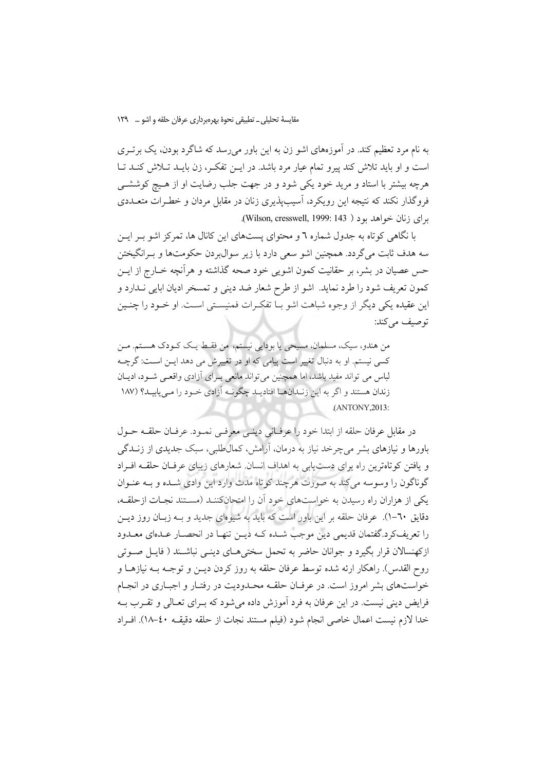به نام مرد تعظیم کند. در آموزه‌های اشو زن به این باور می‌رسد که شاگرد بودن، یک برتری است و او باید تلاش کند پیرو تمام عیار مرد باشد. در این تفکر، زن باید تلاش کند تا هرچه بیشتر با استاد و مرید خود یکی شود و در جهت جلب رضایت او از هیچ کوششی فروگذار نکند که نتیجه این رویکرد، آسیب‌پذیری زنان در مقابل مردان و خطرات متعددی برای زنان خواهد بود ( Wilson, cresswell, 1999: 143).

با نگاهی کوتاه به جدول شماره ٦ و محتوای پست‌های این کانال ها، تمرکز اشو بر این سه هدف ثابت می‌گردد. همچنین اشو سعی دارد با زیر سوال‌بردن حکومت‌ها و برانگیختن حس عصیان در بشر، بر حقانیت کمون اشویی خود صحه گذاشته و هرآنچه خارج از این کمون تعریف شود را طرد نماید. اشو از طرح شعار ضد دینی و تمسخر ادیان ابایی ندارد و این عقیده یکی دیگر از وجوه شباهت اشو با تفکرات فمنیستی است. او خود را چنین توصیف می‌کند:

> من هندو، سیک، مسلمان، مسیحی یا بودایی نیستم، من فقط یک کودک هستم. من کسی نیستم. او به دنبال تغییر است پیامی که او در تغییرش می دهد این است: گرچه لباس می تواند مفید باشد، اما همچنین می‌تواند مانعی برای آزادی واقعی شود، ادیان زندان هستند و اگر به این زندان‌ها افتادید چگونه آزادی خود را می‌یابید؟ (ANTONY,2013: ١٨٧).

در مقابل عرفان حلقه از ابتدا خود را عرفانی دینی معرفی نمود. عرفان حلقه حول باورها و نیازهای بشر می‌چرخد نیاز به درمان، آرامش، کمال‌طلبی، سبک جدیدی از زندگی و یافتن کوتاه‌ترین راه برای دست‌یابی به اهداف انسان. شعارهای زیبای عرفان حلقه افراد گوناگون را وسوسه می‌کند به صورت هرچند کوتاه مدت وارد این وادی شده و به عنوان یکی از هزاران راه رسیدن به خواسته‌های خود آن را امتحان‌کنند (مستند نجات ازحلقه، دقایق ٦٠-١). عرفان حلقه بر این باور است که باید به شیوه‌ای جدید و به زبان روز دین را تعریف‌کرد.گفتمان قدیمی دین موجب شده که دین تنها در انحصار عده‌ای معدود ازکهنسالان قرار بگیرد و جوانان حاضر به تحمل سختی‌های دینی نباشند ( فایل صوتی روح القدس). راهکار ارئه شده توسط عرفان حلقه به روز کردن دین و توجه به نیازها و خواسته‌های بشر امروز است. در عرفان حلقه محدودیت در رفتار و اجباری در انجام فرایض دینی نیست. در این عرفان به فرد آموزش داده می‌شود که برای تعالی و تقرب به خدا لازم نیست اعمال خاصی انجام شود (فیلم مستند نجات از حلقه دقیقه ٤٠-١٨). افراد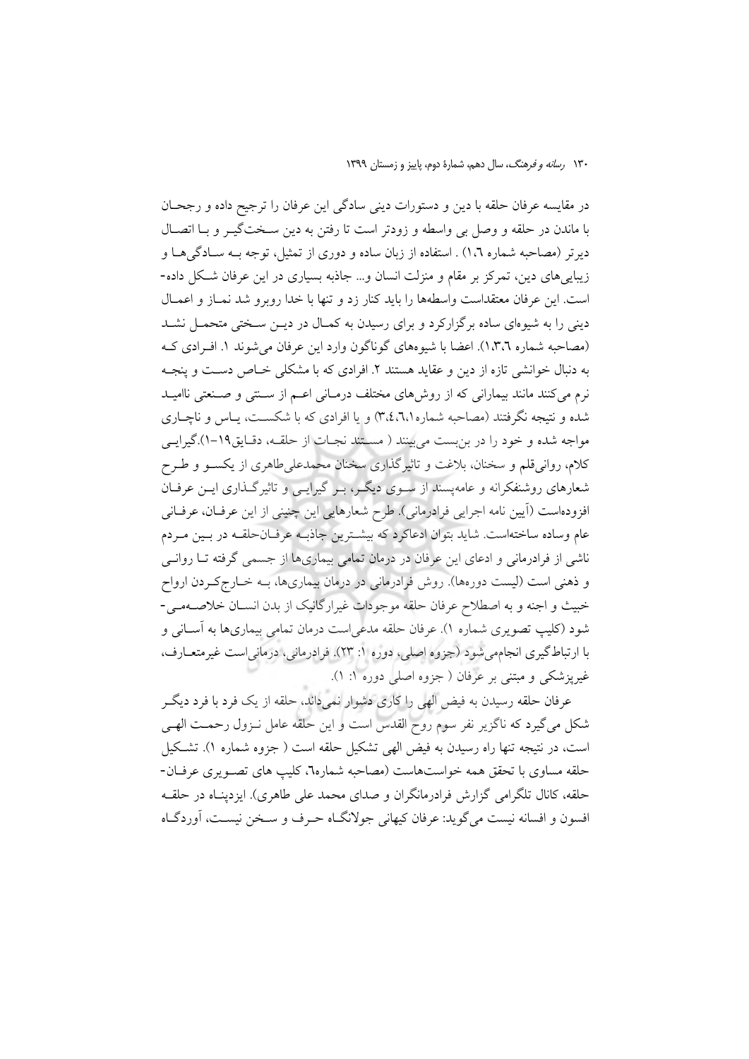در مقایسه عرفان حلقه با دین و دستورات دینی سادگی این عرفان را ترجیح داده و رجحان با ماندن در حلقه و وصل بی واسطه و زودتر است تا رفتن به دین سخت‌گیر و با اتصال دیرتر (مصاحبه شماره ۱،۶) . استفاده از زبان ساده و دوری از تمثیل، توجه به سادگی‌ها و زیبایی‌های دین، تمرکز بر مقام و منزلت انسان و... جاذبه بسیاری در این عرفان شکل داده‌است. این عرفان معتقداست واسطه‌ها را باید کنار زد و تنها با خدا روبرو شد نماز و اعمال دینی را به شیوه‌ای ساده برگزارکرد و برای رسیدن به کمال در دین سختی متحمل نشد (مصاحبه شماره ۱،۳،۶). اعضا با شیوه‌های گوناگون وارد این عرفان می‌شوند ۱. افرادی که به دنبال خوانشی تازه از دین و عقاید هستند ۲. افرادی که با مشکلی خاص دست و پنجه نرم می‌کنند مانند بیمارانی که از روش‌های مختلف درمانی اعم از سنتی و صنعتی ناامید شده و نتیجه نگرفتند (مصاحبه شماره ۳،۴،۶،۱) و یا افرادی که با شکست، یاس و ناچاری مواجه شده و خود را در بن‌بست می‌بینند ( مستند نجات از حلقه، دقایق۱۹-۱).گیرایی کلام، روانی‌قلم و سخنان، بلاغت و تاثیرگذاری سخنان محمدعلی‌طاهری از یکسو و طرح شعارهای روشنفکرانه و عامه‌پسند از سوی دیگر، بر گیرایی و تاثیرگذاری این عرفان افزوده‌است (آیین نامه اجرایی فرادرمانی). طرح شعارهایی این چنینی از این عرفان، عرفانی عام وساده ساخته‌است. شاید بتوان ادعاکرد که بیشترین جاذبه عرفان‌حلقه در بین مردم ناشی از فرادرمانی و ادعای این عرفان در درمان تمامی بیماری‌ها از جسمی گرفته تا روانی و ذهنی است (لیست دوره‌ها). روش فرادرمانی در درمان بیماری‌ها، به خارج‌کردن ارواح خبیث و اجنه و به اصطلاح عرفان حلقه موجودات غیرارگانیک از بدن انسان خلاصه‌می‌شود (کلیپ تصویری شماره ۱). عرفان حلقه مدعی‌است درمان تمامی بیماری‌ها به آسانی و با ارتباط‌گیری انجام‌می‌شود (جزوه اصلی، دوره ۱: ۲۳). فرادرمانی، درمانی‌است غیرمتعارف، غیرپزشکی و مبتنی بر عرفان ( جزوه اصلی دوره ۱: ۱).

عرفان حلقه رسیدن به فیض الهی را کاری دشوار نمی‌داند، حلقه از یک فرد با فرد دیگر شکل می‌گیرد که ناگزیر نفر سوم روح القدس است و این حلقه عامل نزول رحمت الهی است، در نتیجه تنها راه رسیدن به فیض الهی تشکیل حلقه است ( جزوه شماره ۱). تشکیل حلقه مساوی با تحقق همه خواسته‌هاست (مصاحبه شماره۶، کلیپ های تصویری عرفان-حلقه، کانال تلگرامی گزارش فرادرمانگران و صدای محمد علی طاهری). ایزدپناه در حلقه افسون و افسانه نیست می‌گوید: عرفان کیهانی جولانگاه حرف و سخن نیست، آوردگاه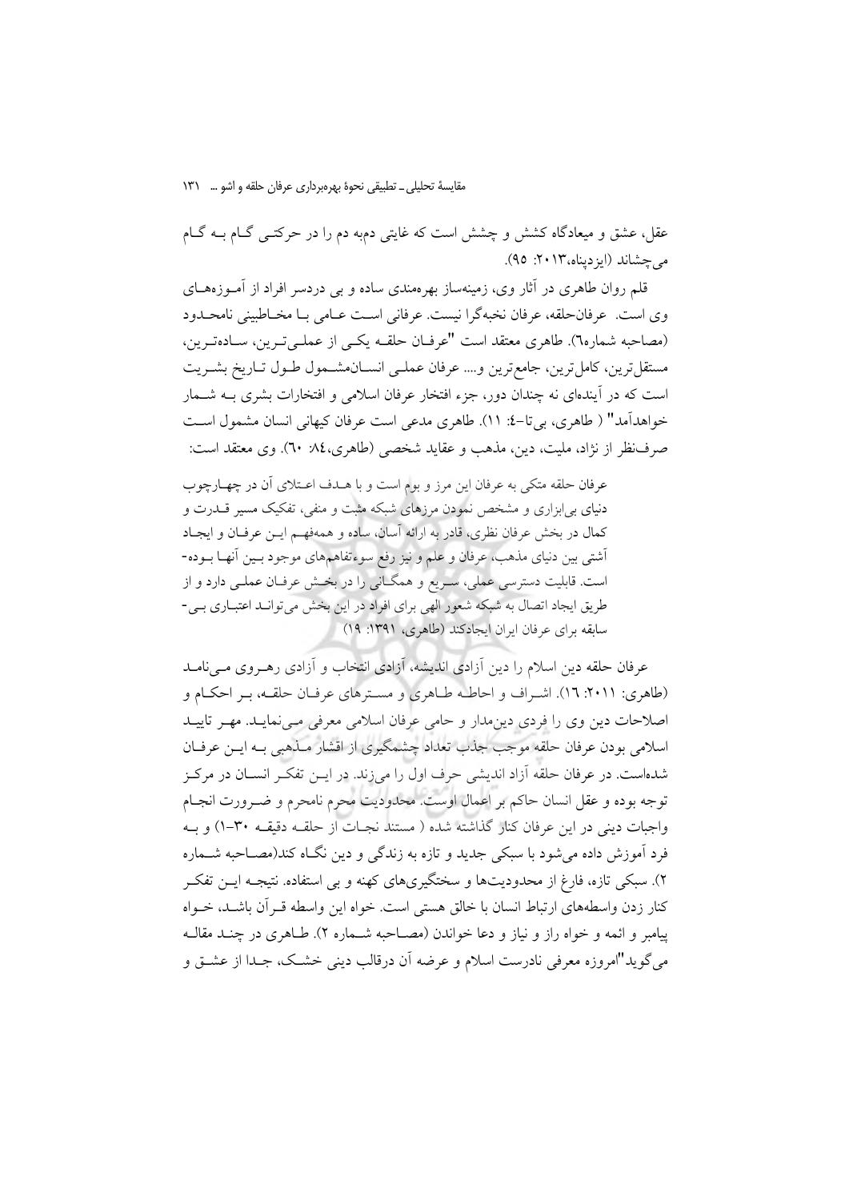عقل، عشق و میعادگاه کشش و چشش است که غایتی دم‌به دم را در حرکتی گام به گام می‌چشاند (ایزدپناه،۲۰۱۳: ۹۵).

قلم روان طاهری در آثار وی، زمینه‌ساز بهره‌مندی ساده و بی دردسر افراد از آموزه‌های وی است. عرفان‌حلقه، عرفان نخبه‌گرا نیست. عرفانی است عامی با مخاطبینی نامحدود (مصاحبه شماره٦). طاهری معتقد است "عرفان حلقه یکی از عملی‌ترین، ساده‌ترین، مستقل‌ترین، کامل‌ترین، جامع‌ترین و.... عرفان عملی انسان‌مشمول طول تاریخ بشریت است که در آینده‌ای نه چندان دور، جزء افتخار عرفان اسلامی و افتخارات بشری به شمار خواهدآمد" ( طاهری، بی‌تا-٤: ١١). طاهری مدعی است عرفان کیهانی انسان مشمول است صرف‌نظر از نژاد، ملیت، دین، مذهب و عقاید شخصی (طاهری،٨٤: ٦٠). وی معتقد است:

> عرفان حلقه متکی به عرفان این مرز و بوم است و با هدف اعتلای آن در چهارچوب دنیای بی‌ابزاری و مشخص نمودن مرزهای شبکه مثبت و منفی، تفکیک مسیر قدرت و کمال در بخش عرفان نظری، قادر به ارائه آسان، ساده و همه‌فهم این عرفان و ایجاد آشتی بین دنیای مذهب، عرفان و علم و نیز رفع سوءتفاهم‌های موجود بین آنها بوده-است. قابلیت دسترسی عملی، سریع و همگانی را در بخش عرفان عملی دارد و از طریق ایجاد اتصال به شبکه شعور الهی برای افراد در این بخش می‌تواند اعتباری بی-سابقه برای عرفان ایران ایجادکند (طاهری، ١٣٩١: ١٩)

عرفان حلقه دین اسلام را دین آزادی اندیشه، آزادی انتخاب و آزادی رهروی می‌نامد (طاهری: ٢٠١١: ١٦). اشراف و احاطه طاهری و مسترهای عرفان حلقه، بر احکام و اصلاحات دین وی را فردی دین‌مدار و حامی عرفان اسلامی معرفی می‌نماید. مهر تایید اسلامی بودن عرفان حلقه موجب جذب تعداد چشمگیری از اقشار مذهبی به این عرفان شده‌است. در عرفان حلقه آزاد اندیشی حرف اول را می‌زند. در این تفکر انسان در مرکز توجه بوده و عقل انسان حاکم بر اعمال اوست. محدودیت محرم نامحرم و ضرورت انجام واجبات دینی در این عرفان کنار گذاشته شده ( مستند نجات از حلقه دقیقه ٣٠-١) و به فرد آموزش داده می‌شود با سبکی جدید و تازه به زندگی و دین نگاه کند(مصاحبه شماره ٢). سبکی تازه، فارغ از محدودیت‌ها و سختگیری‌های کهنه و بی استفاده. نتیجه این تفکر کنار زدن واسطه‌های ارتباط انسان با خالق هستی است. خواه این واسطه قرآن باشد، خواه پیامبر و ائمه و خواه راز و نیاز و دعا خواندن (مصاحبه شماره ٢). طاهری در چند مقاله می‌گوید"امروزه معرفی نادرست اسلام و عرضه آن درقالب دینی خشک، جدا از عشق و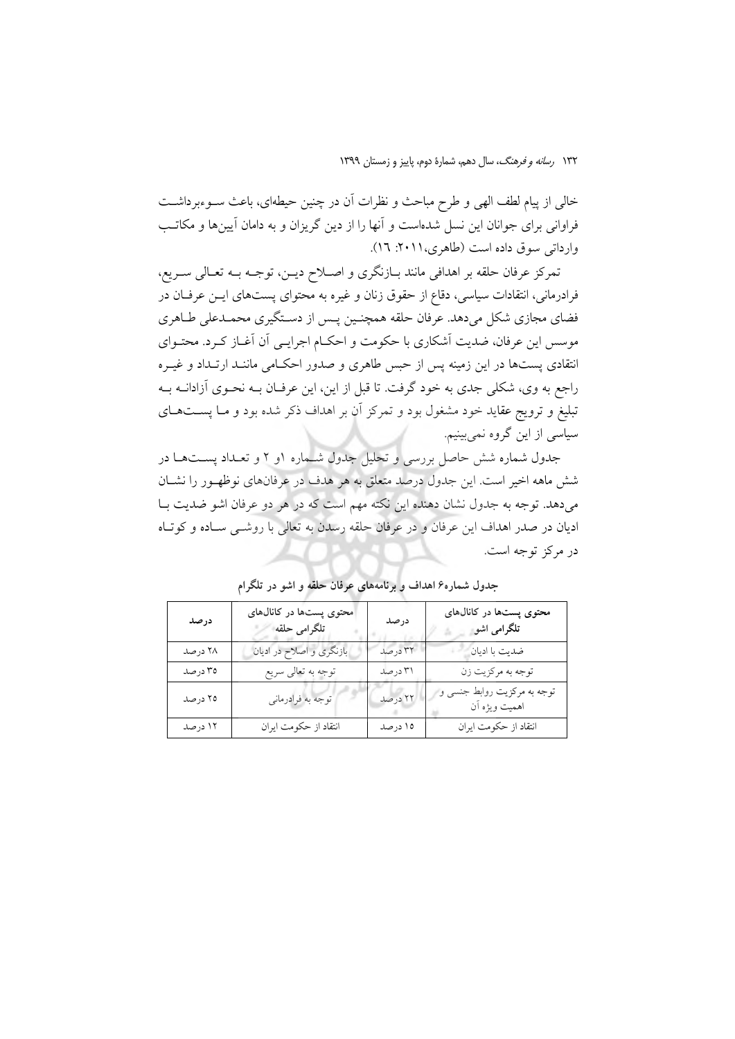خالی از پیام لطف الهی و طرح مباحث و نظرات آن در چنین حیطه‌ای، باعث سوءبرداشت فراوانی برای جوانان این نسل شده‌است و آنها را از دین گریزان و به دامان آیین‌ها و مکاتب وارداتی سوق داده است (طاهری،۲۰۱۱: ۱۶).

تمرکز عرفان حلقه بر اهدافی مانند بازنگری و اصلاح دین، توجه به تعالی سریع، فرادرمانی، انتقادات سیاسی، دفاع از حقوق زنان و غیره به محتوای پست‌های این عرفان در فضای مجازی شکل می‌دهد. عرفان حلقه همچنین پس از دستگیری محمدعلی طاهری موسس این عرفان، ضدیت آشکاری با حکومت و احکام اجرایی آن آغاز کرد. محتوای انتقادی پست‌ها در این زمینه پس از حبس طاهری و صدور احکامی مانند ارتداد و غیره راجع به وی، شکلی جدی به خود گرفت. تا قبل از این، این عرفان به نحوی آزادانه به تبلیغ و ترویج عقاید خود مشغول بود و تمرکز آن بر اهداف ذکر شده بود و ما پست‌های سیاسی از این گروه نمی‌بینیم.

جدول شماره شش حاصل بررسی و تحلیل جدول شماره ۱و ۲ و تعداد پست‌ها در شش ماهه اخیر است. این جدول درصد متعلق به هر هدف در عرفانهای نوظهور را نشان می‌دهد. توجه به جدول نشان دهنده این نکته مهم است که در هر دو عرفان اشو ضدیت با ادیان در صدر اهداف این عرفان و در عرفان حلقه رسدن به تعالی با روشی ساده و کوتاه در مرکز توجه است.

**جدول شماره۶ اهداف و برنامه‌های عرفان حلقه و اشو در تلگرام**

| محتوی پست‌ها در کانال‌های تلگرامی اشو | درصد | محتوی پست‌ها در کانال‌های تلگرامی حلقه | درصد |
|---|---|---|---|
| ضدیت با ادیان | ۳۲ درصد | بازنگری و اصلاح در ادیان | ۲۸ درصد |
| توجه به مرکزیت زن | ۳۱ درصد | توجه به تعالی سریع | ۳۵ درصد |
| توجه به مرکزیت روابط جنسی و اهمیت ویژه آن | ۲۲ درصد | توجه به فرادرمانی | ۲۵ درصد |
| انتقاد از حکومت ایران | ۱۵ درصد | انتقاد از حکومت ایران | ۱۲ درصد |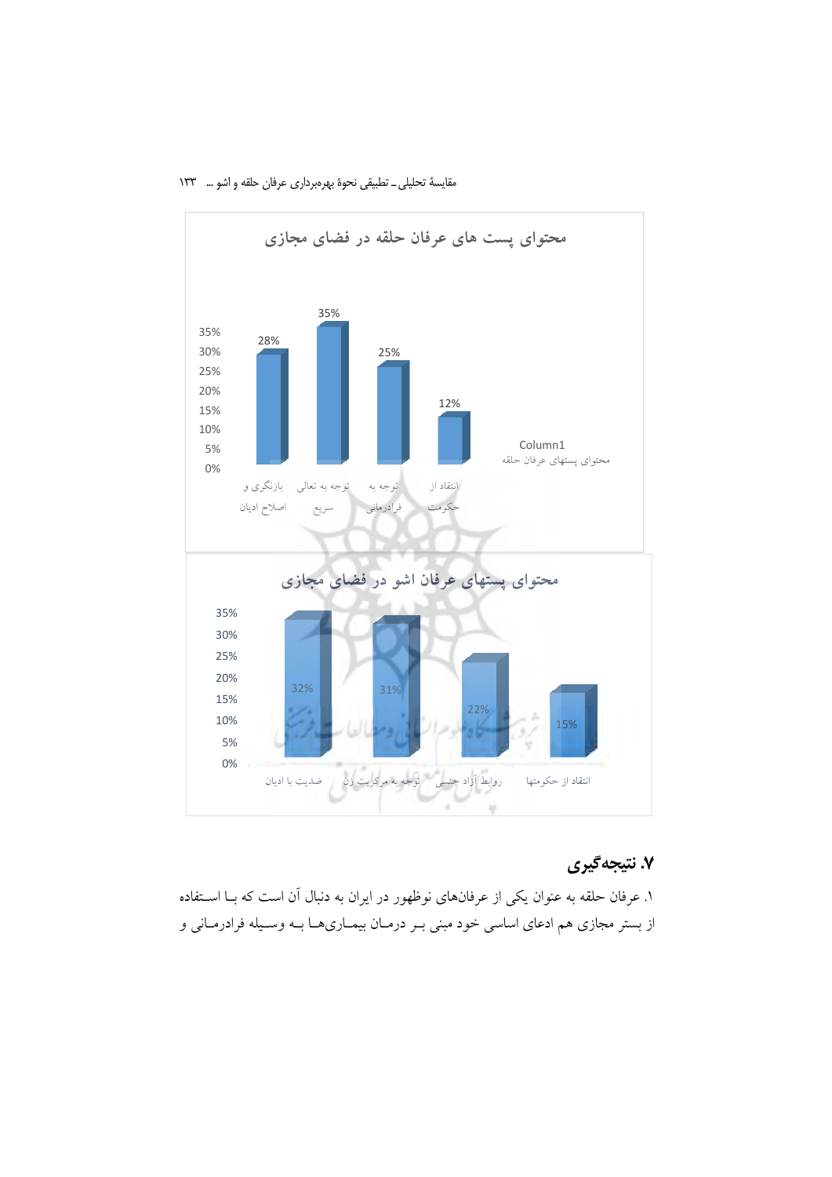**محتوای پست های عرفان حلقه در فضای مجازی**

| بازنگری و اصلاح ادیان | توجه به تعالی سریع | توجه به فرادرمانی | انتقاد از حکومت |
|---|---|---|---|
| 28% | 35% | 25% | 12% |

**محتوای پستهای عرفان اشو در فضای مجازی**

| ضدیت با ادیان | توجه به مرکزیت زن | روابط آزاد جنسی | انتقاد از حکومتها |
|---|---|---|---|
| 32% | 31% | 22% | 15% |

## ۷. نتیجه‌گیری

۱. عرفان حلقه به عنوان یکی از عرفان‌های نوظهور در ایران به دنبال آن است که با استفاده از بستر مجازی هم ادعای اساسی خود مبنی بر درمان بیماری‌ها به وسیله فرادرمانی و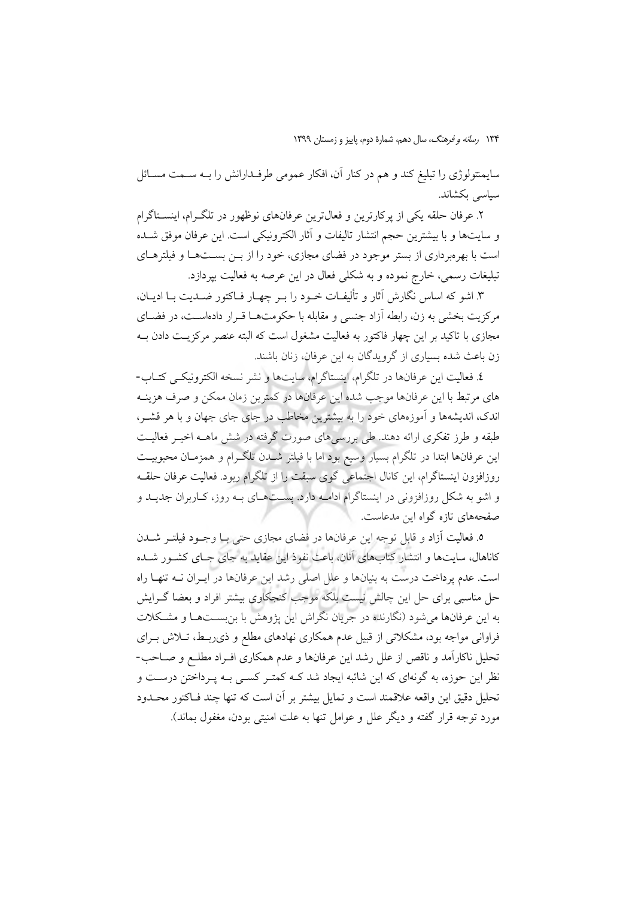سایمنتولوژی را تبلیغ کند و هم در کنار آن، افکار عمومی طرفدارانش را به سمت مسائل سیاسی بکشاند.

۲. عرفان حلقه یکی از پرکارترین و فعال‌ترین عرفان‌های نوظهور در تلگرام، اینستاگرام و سایت‌ها و با بیشترین حجم انتشار تالیفات و آثار الکترونیکی است. این عرفان موفق شده است با بهره‌برداری از بستر موجود در فضای مجازی، خود را از بن بست‌ها و فیلترهای تبلیغات رسمی، خارج نموده و به شکلی فعال در این عرصه به فعالیت بپردازد.

۳. اشو که اساس نگارش آثار و تألیفات خود را بر چهار فاکتور ضدیت با ادیان، مرکزیت بخشی به زن، رابطه آزاد جنسی و مقابله با حکومت‌ها قرار داده‌است، در فضای مجازی با تاکید بر این چهار فاکتور به فعالیت مشغول است که البته عنصر مرکزیت دادن به زن باعث شده بسیاری از گرویدگان به این عرفان، زنان باشند.

٤. فعالیت این عرفان‌ها در تلگرام، اینستاگرام، سایت‌ها و نشر نسخه الکترونیکی کتاب‌های مرتبط با این عرفان‌ها موجب شده این عرفان‌ها در کمترین زمان ممکن و صرف هزینه اندک، اندیشه‌ها و آموزه‌های خود را به بیشترین مخاطب در جای جای جهان و با هر قشر، طبقه و طرز تفکری ارائه دهند. طی بررسی‌های صورت گرفته در شش ماهه اخیر فعالیت این عرفان‌ها ابتدا در تلگرام بسیار وسیع بود اما با فیلتر شدن تلگرام و همزمان محبوبیت روزافزون اینستاگرام، این کانال اجتماعی گوی سبقت را از تلگرام ربود. فعالیت عرفان حلقه و اشو به شکل روزافزونی در اینستاگرام ادامه دارد. پست‌های به روز، کاربران جدید و صفحه‌های تازه گواه این مدعاست.

۵. فعالیت آزاد و قابل توجه این عرفان‌ها در فضای مجازی حتی با وجود فیلتر شدن کاناهال، سایت‌ها و انتشار کتاب‌های آنان، باعث نفوذ این عقاید به جای جای کشور شده است. عدم پرداخت درست به بنیان‌ها و علل اصلی رشد این عرفان‌ها در ایران نه تنها راه حل مناسبی برای حل این چالش نیست بلکه موجب کنجکاوی بیشتر افراد و بعضا گرایش به این عرفان‌ها می‌شود (نگارنده در جریان نگراش این پژوهش با بن‌بست‌ها و مشکلات فراوانی مواجه بود، مشکلاتی از قبیل عدم همکاری نهادهای مطلع و ذی‌ربط، تلاش برای تحلیل ناکارآمد و ناقص از علل رشد این عرفان‌ها و عدم همکاری افراد مطلع و صاحب‌نظر این حوزه، به گونه‌ای که این شائبه ایجاد شد که کمتر کسی به پرداختن درست و تحلیل دقیق این واقعه علاقمند است و تمایل بیشتر بر آن است که تنها چند فاکتور محدود مورد توجه قرار گفته و دیگر علل و عوامل تنها به علت امنیتی بودن، مغفول بماند).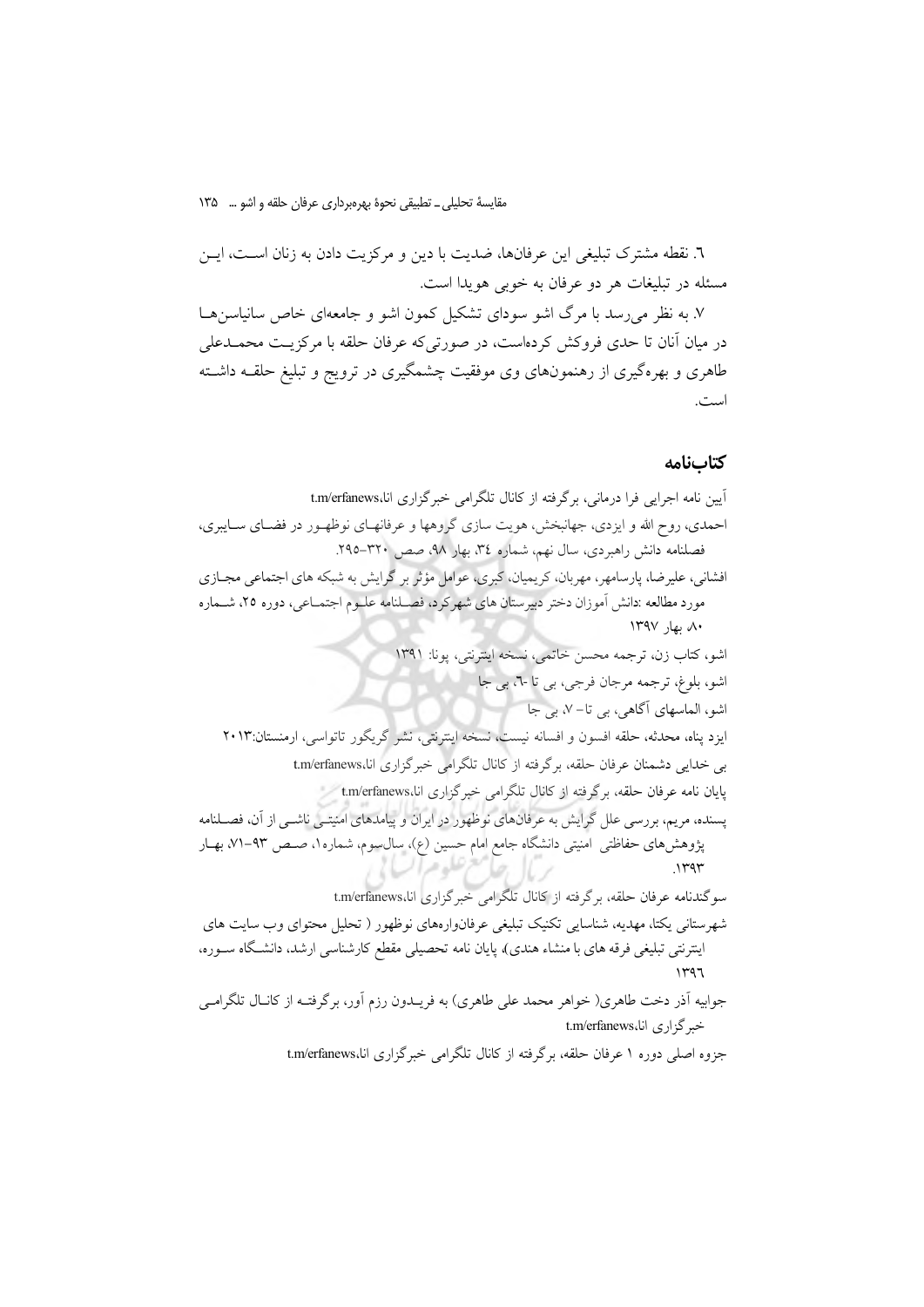۶. نقطه مشترک تبلیغی این عرفان‌ها، ضدیت با دین و مرکزیت دادن به زنان است، این مسئله در تبلیغات هر دو عرفان به خوبی هویدا است.

۷. به نظر می‌رسد با مرگ اشو سودای تشکیل کمون اشو و جامعه‌ای خاص سانیاسن‌ها در میان آنان تا حدی فروکش کرده‌است، در صورتی‌که عرفان حلقه با مرکزیت محمدعلی طاهری و بهره‌گیری از رهنمون‌های وی موفقیت چشمگیری در ترویج و تبلیغ حلقه داشته است.

## کتاب‌نامه

آیین نامه اجرایی فرا درمانی، برگرفته از کانال تلگرامی خبرگزاری انا،t.m/erfanews

احمدی، روح الله و ایزدی، جهانبخش، هویت سازی گروهها و عرفانهای نوظهور در فضای سایبری، فصلنامه دانش راهبردی، سال نهم، شماره ۳۴، بهار ۹۸، صص ۳۲۰-۲۹۵.

افشانی، علیرضا، پارسامهر، مهربان، کریمیان، کبری، عوامل مؤثر بر گرایش به شبکه های اجتماعی مجازی مورد مطالعه :دانش آموزان دختر دبیرستان های شهرکرد، فصلنامه علوم اجتماعی، دوره ۲۵، شماره ۸۰ بهار ۱۳۹۷

اشو، کتاب زن، ترجمه محسن خاتمی، نسخه اینترنتی، پونا: ۱۳۹۱

اشو، بلوغ، ترجمه مرجان فرجی، بی تا -۶، بی جا

اشو، الماسهای آگاهی، بی تا- ۷، بی جا

ایزد پناه، محدثه، حلقه افسون و افسانه نیست، نسخه اینترنتی، نشر گریگور تاتواسی، ارمنستان:۲۰۱۳

بی خدایی دشمنان عرفان حلقه، برگرفته از کانال تلگرامی خبرگزاری انا،t.m/erfanews

پایان نامه عرفان حلقه، برگرفته از کانال تلگرامی خبرگزاری انا،t.m/erfanews

پسنده، مریم، بررسی علل گرایش به عرفان‌های نوظهور در ایران و پیامدهای امنیتی ناشی از آن، فصلنامه پژوهش‌های حفاظتی امنیتی دانشگاه جامع امام حسین (ع)، سال‌سوم، شماره۱، صص ۹۳-۷۱، بهار ۱۳۹۳.

سوگندنامه عرفان حلقه، برگرفته از کانال تلگرامی خبرگزاری انا،t.m/erfanews

شهرستانی یکتا، مهدیه، شناسایی تکنیک تبلیغی عرفانواره‌های نوظهور ( تحلیل محتوای وب سایت های اینترنتی تبلیغی فرقه های با منشاء هندی)، پایان نامه تحصیلی مقطع کارشناسی ارشد، دانشگاه سوره، ۱۳۹۶

جوابیه آذر دخت طاهری( خواهر محمد علی طاهری) به فریدون رزم آور، برگرفته از کانال تلگرامی خبرگزاری انا،t.m/erfanews

جزوه اصلی دوره ۱ عرفان حلقه، برگرفته از کانال تلگرامی خبرگزاری انا،t.m/erfanews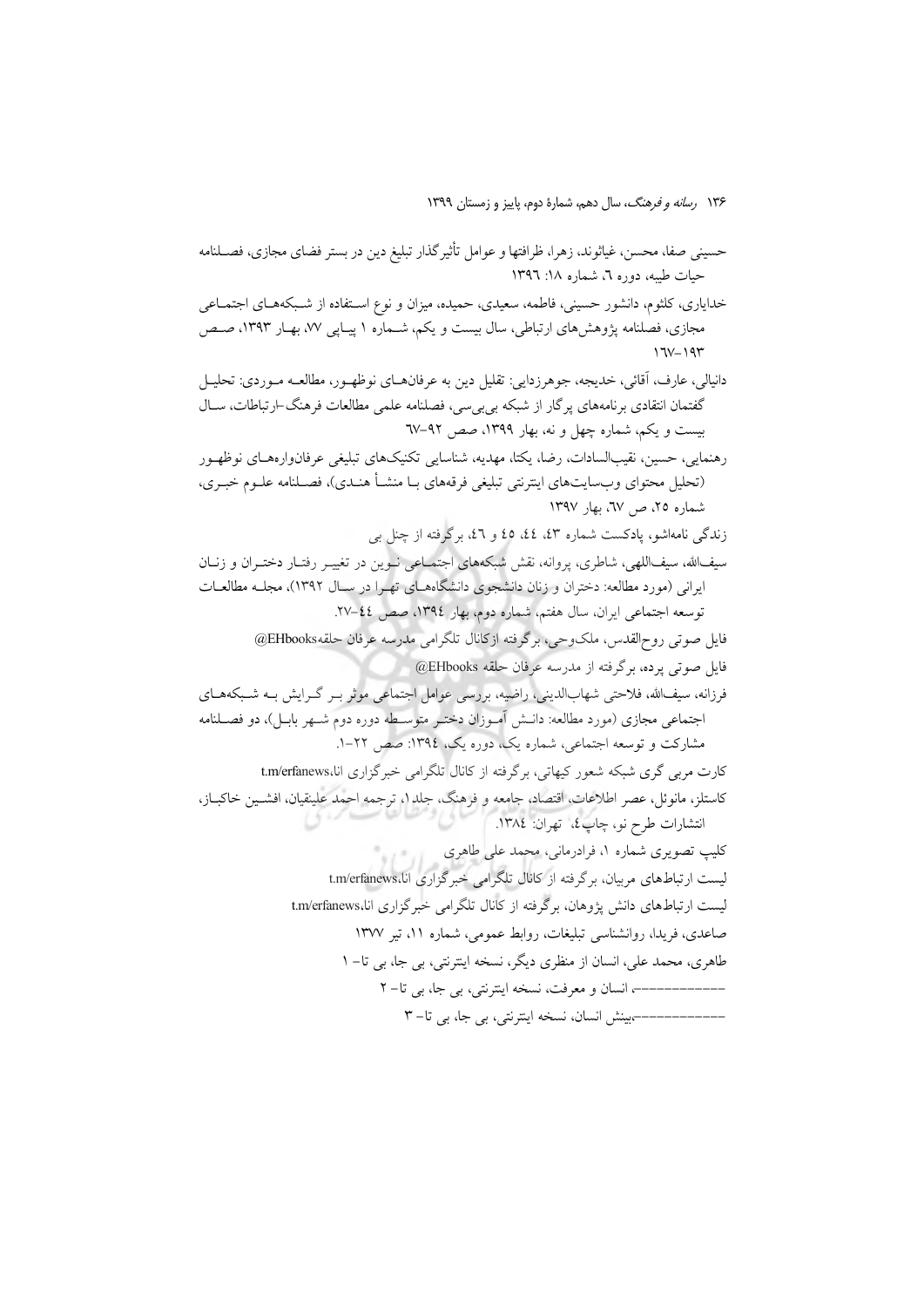حسینی صفا، محسن، غیاثوند، زهرا، ظرافتها و عوامل تأثیرگذار تبلیغ دین در بستر فضای مجازی، فصلنامه حیات طیبه، دوره ٦، شماره ١٨: ١٣٩٦

خدایاری، کلثوم، دانشور حسینی، فاطمه، سعیدی، حمیده، میزان و نوع استفاده از شبکه‌های اجتماعی مجازی، فصلنامه پژوهش‌های ارتباطی، سال بیست و یکم، شماره ١ پیاپی ٧٧، بهار ١٣٩٣، صص ١٦٧-١٩٣

دانیالی، عارف، آقائی، خدیجه، جوهرزدایی: تقلیل دین به عرفان‌های نوظهور، مطالعه موردی: تحلیل گفتمان انتقادی برنامه‌های پرگار از شبکه بی‌بی‌سی، فصلنامه علمی مطالعات فرهنگ-ارتباطات، سال بیست و یکم، شماره چهل و نه، بهار ١٣٩٩، صص ٩٢-٦٧

رهنمایی، حسین، نقیب‌السادات، رضا، یکتا، مهدیه، شناسایی تکنیک‌های تبلیغی عرفان‌واره‌های نوظهور (تحلیل محتوای وب‌سایت‌های اینترنتی تبلیغی فرقه‌های با منشأ هندی)، فصلنامه علوم خبری، شماره ٢٥، ص ٦٧، بهار ١٣٩٧

زندگی نامه‌اشو، پادکست شماره ٤٣، ٤٤، ٤٥ و ٤٦، برگرفته از چنل بی

سیف‌الله، سیف‌اللهی، شاطری، پروانه، نقش شبکه‌های اجتماعی نوین در تغییر رفتار دختران و زنان ایرانی (مورد مطالعه: دختران و زنان دانشجوی دانشگاه‌های تهرا در سال ١٣٩٢)، مجله مطالعات توسعه اجتماعی ایران، سال هفتم، شماره دوم، بهار ١٣٩٤، صص ٤٤-٢٧.

فایل صوتی روح‌القدس، ملک‌وحی، برگرفته ازکانال تلگرامی مدرسه عرفان حلقه@EHbooks

فایل صوتی پرده، برگرفته از مدرسه عرفان حلقه EHbooks@

فرزانه، سیف‌الله، فلاحتی شهاب‌الدینی، راضیه، بررسی عوامل اجتماعی موثر بر گرایش به شبکه‌های اجتماعی مجازی (مورد مطالعه: دانش آموزان دختر متوسطه دوره دوم شهر بابل)، دو فصلنامه مشارکت و توسعه اجتماعی، شماره یک، دوره یک، ١٣٩٤: صص ٢٢-١.

کارت مربی گری شبکه شعور کیهاتی، برگرفته از کانال تلگرامی خبرگزاری انا،t.m/erfanews

کاستلز، مانوئل، عصر اطلاعات، اقتصاد، جامعه و فرهنگ، جلد١، ترجمه احمد علیقلیان، افشین خاکباز، انتشارات طرح نو، چاپ٤، تهران: ١٣٨٤.

کلیپ تصویری شماره ١، فرادرمانی، محمد علی طاهری

لیست ارتباط‌های مربیان، برگرفته از کانال تلگرامی خبرگزاری انا،t.m/erfanews

لیست ارتباط‌های دانش پژوهان، برگرفته از کانال تلگرامی خبرگزاری انا،t.m/erfanews

صاعدی، فریدا، روانشناسی تبلیغات، روابط عمومی، شماره ١١، تیر ١٣٧٧

طاهری، محمد علی، انسان از منظری دیگر، نسخه اینترنتی، بی جا، بی تا- ١

-----------، انسان و معرفت، نسخه اینترنتی، بی جا، بی تا- ٢

-----------،بینش انسان، نسخه اینترنتی، بی جا، بی تا- ٣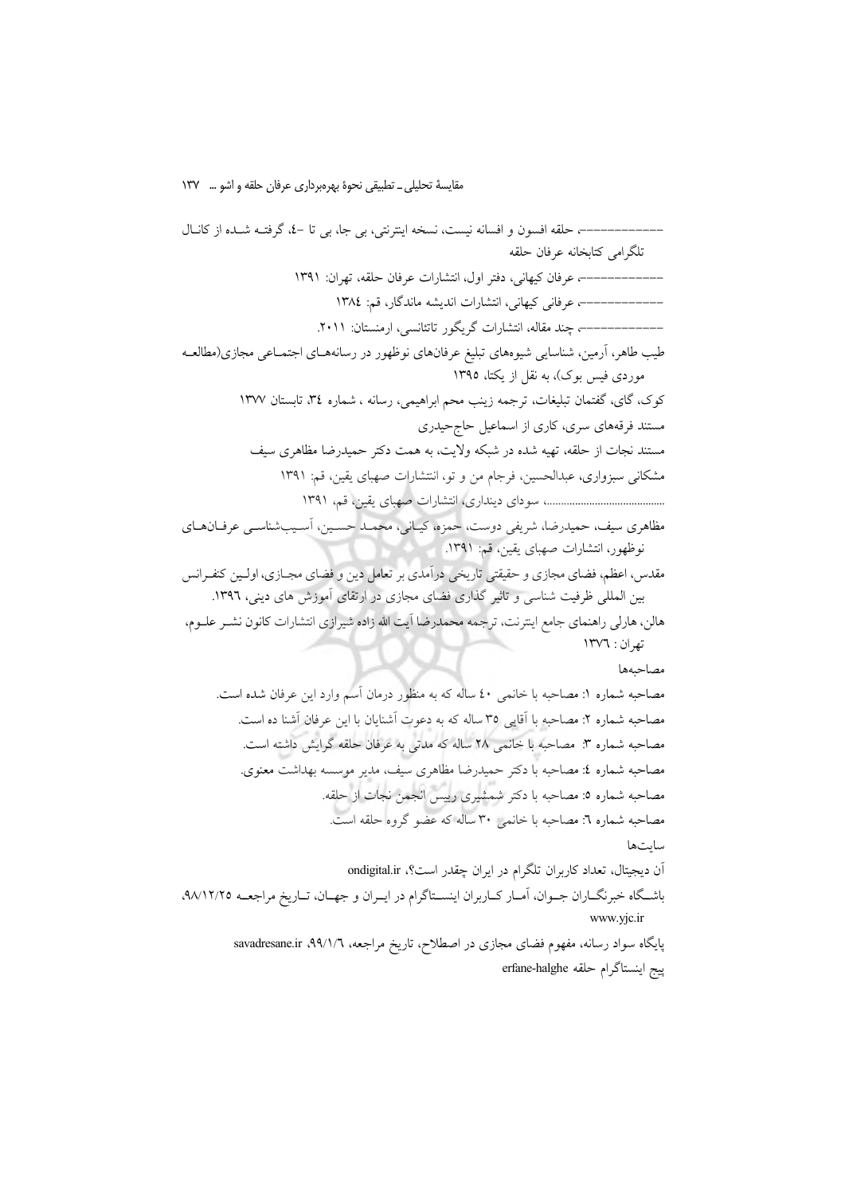-----------، حلقه افسون و افسانه نیست، نسخه اینترنتی، بی جا، بی تا –٤، گرفته شده از کانال تلگرامی کتابخانه عرفان حلقه

-----------، عرفان کیهانی، دفتر اول، انتشارات عرفان حلقه، تهران: ١٣٩١

-----------، عرفانی کیهانی، انتشارات اندیشه ماندگار، قم: ١٣٨٤

-----------، چند مقاله، انتشارات گریگور تاتائنسی، ارمنستان: ٢٠١١.

طیب طاهر، آرمین، شناسایی شیوه‌های تبلیغ عرفان‌های نوظهور در رسانه‌های اجتماعی مجازی(مطالعه موردی فیس بوک)، به نقل از یکتا، ١٣٩٥

کوک، گای، گفتمان تبلیغات، ترجمه زینب محم ابراهیمی، رسانه ، شماره ٣٤، تابستان ١٣٧٧

مستند فرقه‌های سری، کاری از اسماعیل حاج‌حیدری

مستند نجات از حلقه، تهیه شده در شبکه ولایت، به همت دکتر حمیدرضا مظاهری سیف

مشکانی سبزواری، عبدالحسین، فرجام من و تو، انتشارات صهبای یقین، قم: ١٣٩١

.........................................، سودای دینداری، انتشارات صهبای یقین، قم، ١٣٩١

مظاهری سیف، حمیدرضا، شریفی دوست، حمزه، کیانی، محمد حسین، آسیب‌شناسی عرفان‌های نوظهور، انتشارات صهبای یقین، قم: ١٣٩١.

مقدس، اعظم، فضای مجازی و حقیقتی تاریخی درآمدی بر تعامل دین و فضای مجازی، اولین کنفرانس بین المللی ظرفیت شناسی و تاثیر گذاری فضای مجازی در ارتقای آموزش های دینی، ١٣٩٦.

هالن، هارلی راهنمای جامع اینترنت، ترجمه محمدرضا آیت الله زاده شیرازی انتشارات کانون نشر علوم، تهران : ١٣٧٦

## مصاحبه‌ها

مصاحبه شماره ١: مصاحبه با خانمی ٤٠ ساله که به منظور درمان آسم وارد این عرفان شده است.

مصاحبه شماره ٢: مصاحبه با آقایی ٣٥ ساله که به دعوت آشنایان با این عرفان آشنا ده است.

مصاحبه شماره ٣: مصاحبه با خانمی ٢٨ ساله که مدتی به عرفان حلقه گرایش داشته است.

مصاحبه شماره ٤: مصاحبه با دکتر حمیدرضا مظاهری سیف، مدیر موسسه بهداشت معنوی.

مصاحبه شماره ٥: مصاحبه با دکتر شمشیری رییس انجمن نجات از حلقه.

مصاحبه شماره ٦: مصاحبه با خانمی ٣٠ ساله که عضو گروه حلقه است.

## سایت‌ها

آن دیجیتال، تعداد کاربران تلگرام در ایران چقدر است؟، ondigital.ir

باشگاه خبرنگاران جوان، آمار کاربران اینستاگرام در ایران و جهان، تاریخ مراجعه ٩٨/١٢/٢٥، www.yjc.ir

پایگاه سواد رسانه، مفهوم فضای مجازی در اصطلاح، تاریخ مراجعه، ٩٩/١/٦، savadresane.ir

پیج اینستاگرام حلقه erfane-halghe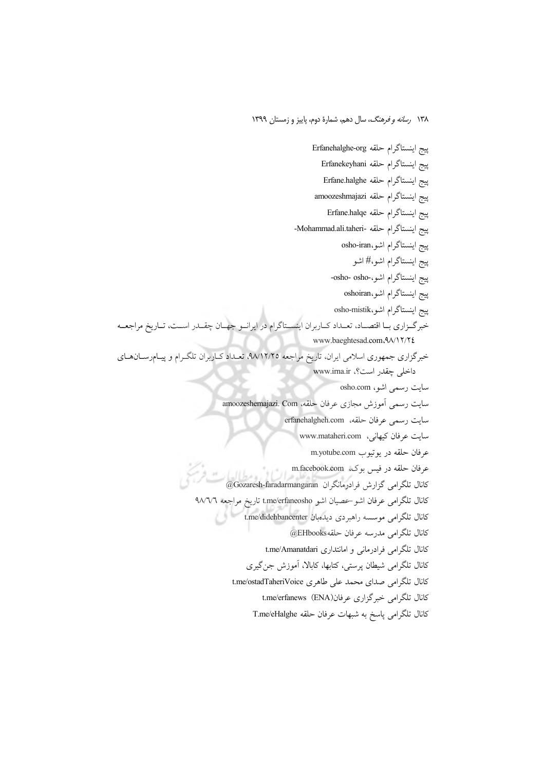پیج اینستاگرام حلقه Erfanehalghe-org

پیج اینستاگرام حلقه Erfanekeyhani

پیج اینستاگرام حلقه Erfane.halghe

پیج اینستاگرام حلقه amoozeshmajazi

پیج اینستاگرام حلقه Erfane.halqe

پیج اینستاگرام حلقه -Mohammad.ali.taheri-

پیج اینستاگرام اشو،osho-iran

پیج اینستاگرام اشو،# اشو

پیج اینستاگرام اشو،-osho- osho-

پیج اینستاگرام اشو،oshoiran

پیج اینستاگرام اشو،osho-mistik

خبرگزاری با اقتصاد، تعداد کاربران اینستاگرام در ایران و جهان چقدر است، تاریخ مراجعه ۹۸/۱۲/۲٤، www.baeghtesad.com

خبرگزاری جمهوری اسلامی ایران، تاریخ مراجعه ۹۸/۱۲/۲۵، تعداد کاربران تلگرام و پیام‌رسان‌های داخلی چقدر است؟، www.irna.ir

سایت رسمی اشو، osho.com

سایت رسمی آموزش مجازی عرفان حلقه، amoozeshemajazi. Com

سایت رسمی عرفان حلقه، erfanehalgheh.com

سایت عرفان کیهانی، www.mataheri.com

عرفان حلقه در یوتیوب m.yotube.com

عرفان حلقه در فیس بوک، m.facebook.com

کانال تلگرامی گزارش فرادرمانگران @Gozaresh-faradarmangaran

کانال تلگرامی عرفان اشو-عصیان اشو t.me/erfaneosho تاریخ مراجعه ۹۸/٦/٦

کانال تلگرامی موسسه راهبردی دیده‌بان t.me/didehbancenter

کانال تلگرامی مدرسه عرفان حلقه@EHbooks

کانال تلگرامی فرادرمانی و امانتداری t.me/Amanatdari

کانال تلگرامی شیطان پرستی، کتابها، کابالا، آموزش جن‌گیری

کانال تلگرامی صدای محمد علی طاهری t.me/ostadTaheriVoice

کانال تلگرامی خبرگزاری عرفان(ENA) t.me/erfanews

کانال تلگرامی پاسخ به شبهات عرفان حلقه T.me/eHalghe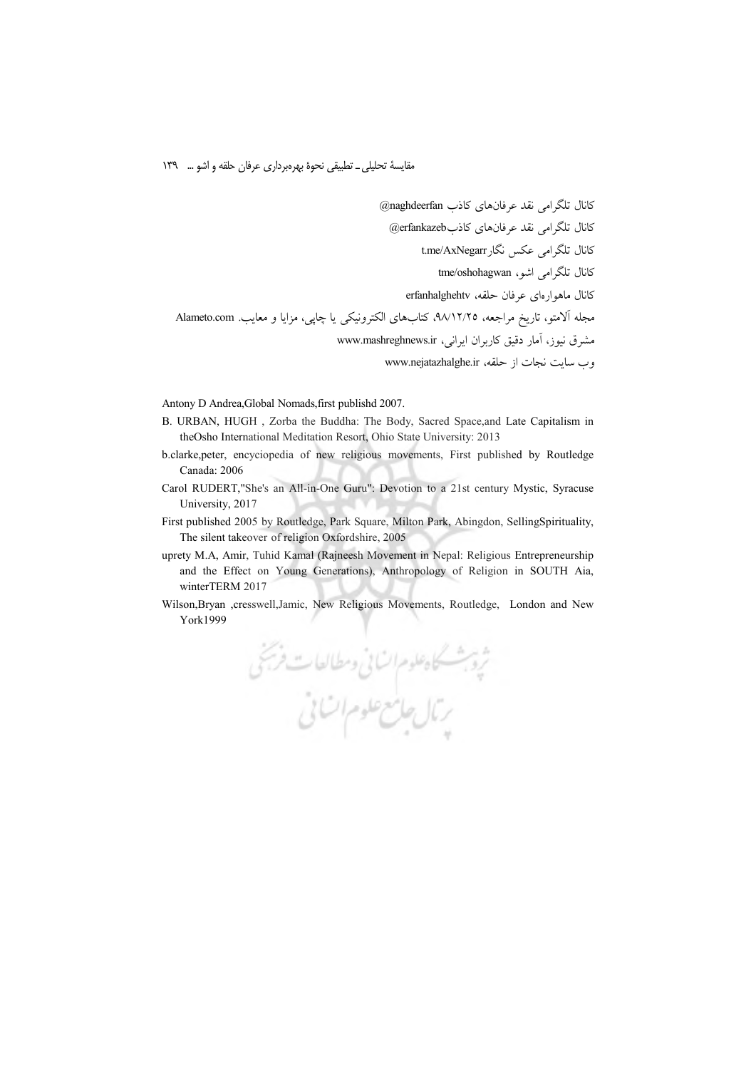کانال تلگرامی نقد عرفان‌های کاذب naghdeerfan@

کانال تلگرامی نقد عرفان‌های کاذب‌erfankazeb@

کانال تلگرامی عکس نگارt.me/AxNegarr

کانال تلگرامی اشو، tme/oshohagwan

کانال ماهواره‌ای عرفان حلقه، erfanhalghehtv

مجله آلامتو، تاریخ مراجعه، ۹۸/۱۲/۲۵، کتاب‌های الکترونیکی یا چاپی، مزایا و معایب. Alameto.com

مشرق نیوز، آمار دقیق کاربران ایرانی، www.mashreghnews.ir

وب سایت نجات از حلقه، www.nejatazhalghe.ir

Antony D Andrea,Global Nomads,first publishd 2007.

B. URBAN, HUGH , Zorba the Buddha: The Body, Sacred Space,and Late Capitalism in theOsho International Meditation Resort, Ohio State University: 2013

b.clarke,peter, encyciopedia of new religious movements, First published by Routledge Canada: 2006

Carol RUDERT,"She's an All-in-One Guru": Devotion to a 21st century Mystic, Syracuse University, 2017

First published 2005 by Routledge, Park Square, Milton Park, Abingdon, SellingSpirituality, The silent takeover of religion Oxfordshire, 2005

uprety M.A, Amir, Tuhid Kamal (Rajneesh Movement in Nepal: Religious Entrepreneurship and the Effect on Young Generations), Anthropology of Religion in SOUTH Aia, winterTERM 2017

Wilson,Bryan ,cresswell,Jamic, New Religious Movements, Routledge, London and New York1999